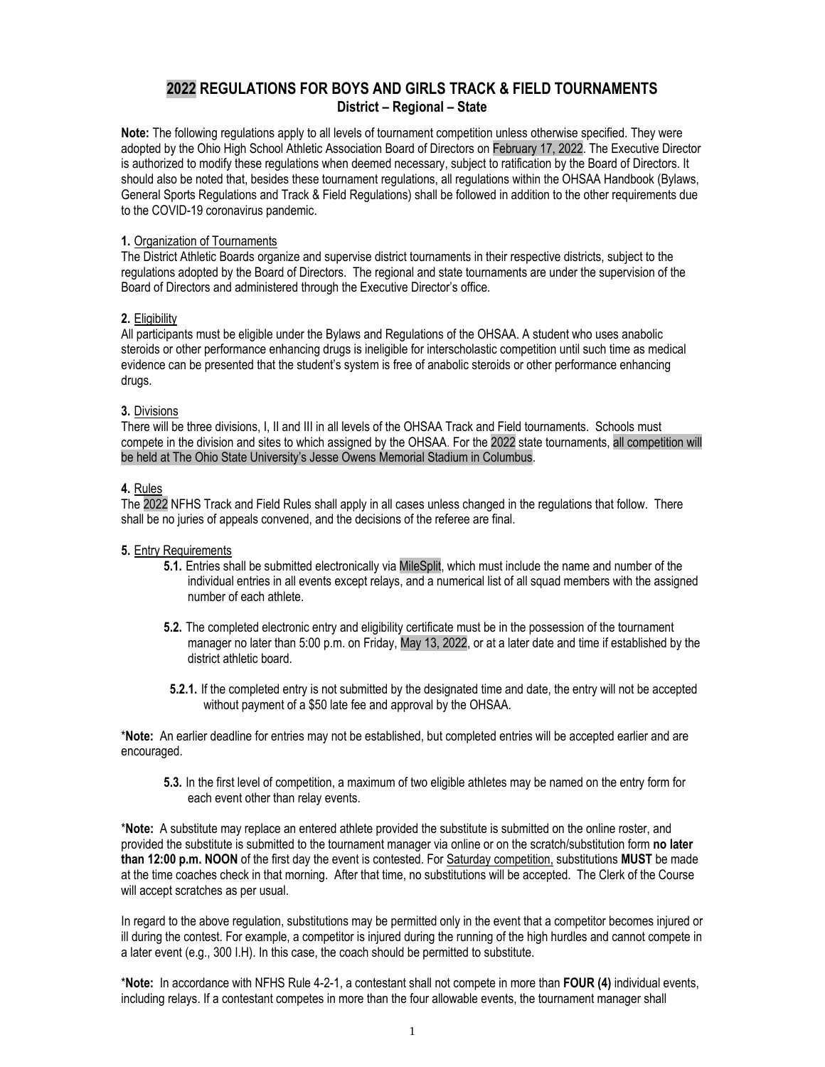# 2022 REGULATIONS FOR BOYS AND GIRLS TRACK & FIELD TOURNAMENTS

## District – Regional – State

**Note:** The following regulations apply to all levels of tournament competition unless otherwise specified. They were adopted by the Ohio High School Athletic Association Board of Directors on February 17, 2022. The Executive Director is authorized to modify these regulations when deemed necessary, subject to ratification by the Board of Directors. It should also be noted that, besides these tournament regulations, all regulations within the OHSAA Handbook (Bylaws, General Sports Regulations and Track & Field Regulations) shall be followed in addition to the other requirements due to the COVID-19 coronavirus pandemic.

**1.** Organization of Tournaments

The District Athletic Boards organize and supervise district tournaments in their respective districts, subject to the regulations adopted by the Board of Directors. The regional and state tournaments are under the supervision of the Board of Directors and administered through the Executive Director's office.

**2.** Eligibility

All participants must be eligible under the Bylaws and Regulations of the OHSAA. A student who uses anabolic steroids or other performance enhancing drugs is ineligible for interscholastic competition until such time as medical evidence can be presented that the student's system is free of anabolic steroids or other performance enhancing drugs.

**3.** Divisions

There will be three divisions, I, II and III in all levels of the OHSAA Track and Field tournaments. Schools must compete in the division and sites to which assigned by the OHSAA. For the 2022 state tournaments, all competition will be held at The Ohio State University's Jesse Owens Memorial Stadium in Columbus.

**4.** Rules

The 2022 NFHS Track and Field Rules shall apply in all cases unless changed in the regulations that follow. There shall be no juries of appeals convened, and the decisions of the referee are final.

**5.** Entry Requirements

**5.1.** Entries shall be submitted electronically via MileSplit, which must include the name and number of the individual entries in all events except relays, and a numerical list of all squad members with the assigned number of each athlete.

**5.2.** The completed electronic entry and eligibility certificate must be in the possession of the tournament manager no later than 5:00 p.m. on Friday, May 13, 2022, or at a later date and time if established by the district athletic board.

**5.2.1.** If the completed entry is not submitted by the designated time and date, the entry will not be accepted without payment of a $50 late fee and approval by the OHSAA.

\***Note:** An earlier deadline for entries may not be established, but completed entries will be accepted earlier and are encouraged.

**5.3.** In the first level of competition, a maximum of two eligible athletes may be named on the entry form for each event other than relay events.

\***Note:** A substitute may replace an entered athlete provided the substitute is submitted on the online roster, and provided the substitute is submitted to the tournament manager via online or on the scratch/substitution form **no later than 12:00 p.m. NOON** of the first day the event is contested. For Saturday competition, substitutions **MUST** be made at the time coaches check in that morning. After that time, no substitutions will be accepted. The Clerk of the Course will accept scratches as per usual.

In regard to the above regulation, substitutions may be permitted only in the event that a competitor becomes injured or ill during the contest. For example, a competitor is injured during the running of the high hurdles and cannot compete in a later event (e.g., 300 I.H). In this case, the coach should be permitted to substitute.

\***Note:** In accordance with NFHS Rule 4-2-1, a contestant shall not compete in more than **FOUR (4)** individual events, including relays. If a contestant competes in more than the four allowable events, the tournament manager shall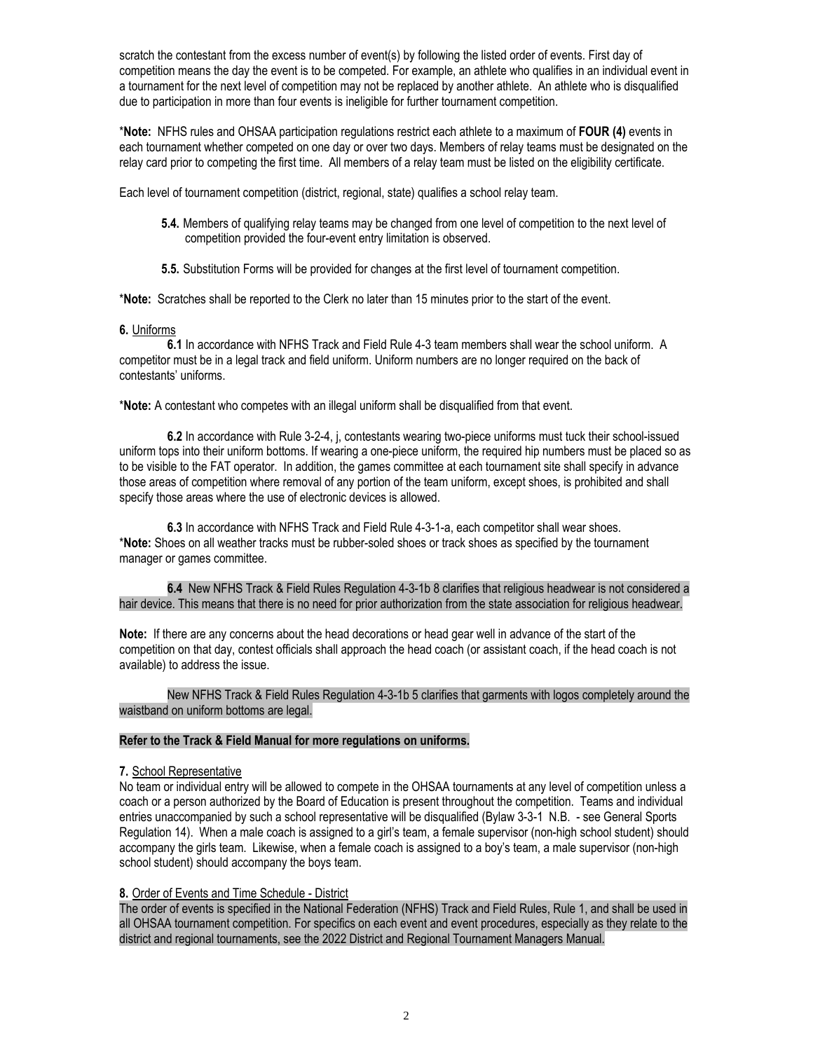scratch the contestant from the excess number of event(s) by following the listed order of events. First day of competition means the day the event is to be competed. For example, an athlete who qualifies in an individual event in a tournament for the next level of competition may not be replaced by another athlete. An athlete who is disqualified due to participation in more than four events is ineligible for further tournament competition.

***Note:** NFHS rules and OHSAA participation regulations restrict each athlete to a maximum of **FOUR (4)** events in each tournament whether competed on one day or over two days. Members of relay teams must be designated on the relay card prior to competing the first time. All members of a relay team must be listed on the eligibility certificate.

Each level of tournament competition (district, regional, state) qualifies a school relay team.

> **5.4.** Members of qualifying relay teams may be changed from one level of competition to the next level of competition provided the four-event entry limitation is observed.
>
> **5.5.** Substitution Forms will be provided for changes at the first level of tournament competition.

***Note:** Scratches shall be reported to the Clerk no later than 15 minutes prior to the start of the event.

**6.** Uniforms

**6.1** In accordance with NFHS Track and Field Rule 4-3 team members shall wear the school uniform. A competitor must be in a legal track and field uniform. Uniform numbers are no longer required on the back of contestants' uniforms.

***Note:** A contestant who competes with an illegal uniform shall be disqualified from that event.

**6.2** In accordance with Rule 3-2-4, j, contestants wearing two-piece uniforms must tuck their school-issued uniform tops into their uniform bottoms. If wearing a one-piece uniform, the required hip numbers must be placed so as to be visible to the FAT operator. In addition, the games committee at each tournament site shall specify in advance those areas of competition where removal of any portion of the team uniform, except shoes, is prohibited and shall specify those areas where the use of electronic devices is allowed.

**6.3** In accordance with NFHS Track and Field Rule 4-3-1-a, each competitor shall wear shoes.
***Note:** Shoes on all weather tracks must be rubber-soled shoes or track shoes as specified by the tournament manager or games committee.

**6.4** New NFHS Track & Field Rules Regulation 4-3-1b 8 clarifies that religious headwear is not considered a hair device. This means that there is no need for prior authorization from the state association for religious headwear.

**Note:** If there are any concerns about the head decorations or head gear well in advance of the start of the competition on that day, contest officials shall approach the head coach (or assistant coach, if the head coach is not available) to address the issue.

New NFHS Track & Field Rules Regulation 4-3-1b 5 clarifies that garments with logos completely around the waistband on uniform bottoms are legal.

**Refer to the Track & Field Manual for more regulations on uniforms.**

**7.** School Representative

No team or individual entry will be allowed to compete in the OHSAA tournaments at any level of competition unless a coach or a person authorized by the Board of Education is present throughout the competition. Teams and individual entries unaccompanied by such a school representative will be disqualified (Bylaw 3-3-1 N.B. - see General Sports Regulation 14). When a male coach is assigned to a girl's team, a female supervisor (non-high school student) should accompany the girls team. Likewise, when a female coach is assigned to a boy's team, a male supervisor (non-high school student) should accompany the boys team.

**8.** Order of Events and Time Schedule - District

The order of events is specified in the National Federation (NFHS) Track and Field Rules, Rule 1, and shall be used in all OHSAA tournament competition. For specifics on each event and event procedures, especially as they relate to the district and regional tournaments, see the 2022 District and Regional Tournament Managers Manual.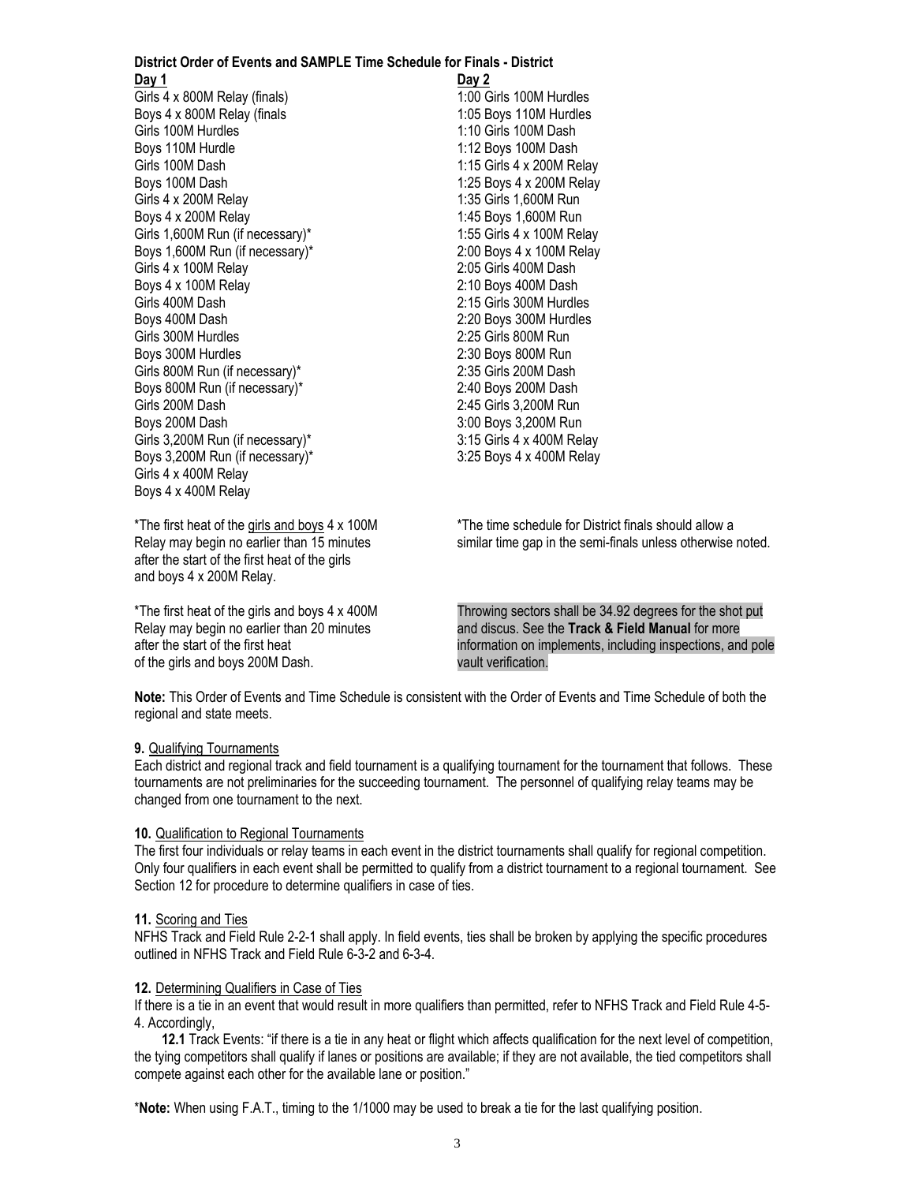**District Order of Events and SAMPLE Time Schedule for Finals - District**

**Day 1**

Girls 4 x 800M Relay (finals)
Boys 4 x 800M Relay (finals
Girls 100M Hurdles
Boys 110M Hurdle
Girls 100M Dash
Boys 100M Dash
Girls 4 x 200M Relay
Boys 4 x 200M Relay
Girls 1,600M Run (if necessary)*
Boys 1,600M Run (if necessary)*
Girls 4 x 100M Relay
Boys 4 x 100M Relay
Girls 400M Dash
Boys 400M Dash
Girls 300M Hurdles
Boys 300M Hurdles
Girls 800M Run (if necessary)*
Boys 800M Run (if necessary)*
Girls 200M Dash
Boys 200M Dash
Girls 3,200M Run (if necessary)*
Boys 3,200M Run (if necessary)*
Girls 4 x 400M Relay
Boys 4 x 400M Relay

*The first heat of the girls and boys 4 x 100M Relay may begin no earlier than 15 minutes after the start of the first heat of the girls and boys 4 x 200M Relay.

*The first heat of the girls and boys 4 x 400M Relay may begin no earlier than 20 minutes after the start of the first heat of the girls and boys 200M Dash.

**Day 2**

1:00 Girls 100M Hurdles
1:05 Boys 110M Hurdles
1:10 Girls 100M Dash
1:12 Boys 100M Dash
1:15 Girls 4 x 200M Relay
1:25 Boys 4 x 200M Relay
1:35 Girls 1,600M Run
1:45 Boys 1,600M Run
1:55 Girls 4 x 100M Relay
2:00 Boys 4 x 100M Relay
2:05 Girls 400M Dash
2:10 Boys 400M Dash
2:15 Girls 300M Hurdles
2:20 Boys 300M Hurdles
2:25 Girls 800M Run
2:30 Boys 800M Run
2:35 Girls 200M Dash
2:40 Boys 200M Dash
2:45 Girls 3,200M Run
3:00 Boys 3,200M Run
3:15 Girls 4 x 400M Relay
3:25 Boys 4 x 400M Relay

*The time schedule for District finals should allow a similar time gap in the semi-finals unless otherwise noted.

Throwing sectors shall be 34.92 degrees for the shot put and discus. See the **Track & Field Manual** for more information on implements, including inspections, and pole vault verification.

**Note:** This Order of Events and Time Schedule is consistent with the Order of Events and Time Schedule of both the regional and state meets.

**9.** Qualifying Tournaments

Each district and regional track and field tournament is a qualifying tournament for the tournament that follows. These tournaments are not preliminaries for the succeeding tournament. The personnel of qualifying relay teams may be changed from one tournament to the next.

**10.** Qualification to Regional Tournaments

The first four individuals or relay teams in each event in the district tournaments shall qualify for regional competition. Only four qualifiers in each event shall be permitted to qualify from a district tournament to a regional tournament. See Section 12 for procedure to determine qualifiers in case of ties.

**11.** Scoring and Ties

NFHS Track and Field Rule 2-2-1 shall apply. In field events, ties shall be broken by applying the specific procedures outlined in NFHS Track and Field Rule 6-3-2 and 6-3-4.

**12.** Determining Qualifiers in Case of Ties

If there is a tie in an event that would result in more qualifiers than permitted, refer to NFHS Track and Field Rule 4-5-4. Accordingly,

**12.1** Track Events: "if there is a tie in any heat or flight which affects qualification for the next level of competition, the tying competitors shall qualify if lanes or positions are available; if they are not available, the tied competitors shall compete against each other for the available lane or position."

***Note:** When using F.A.T., timing to the 1/1000 may be used to break a tie for the last qualifying position.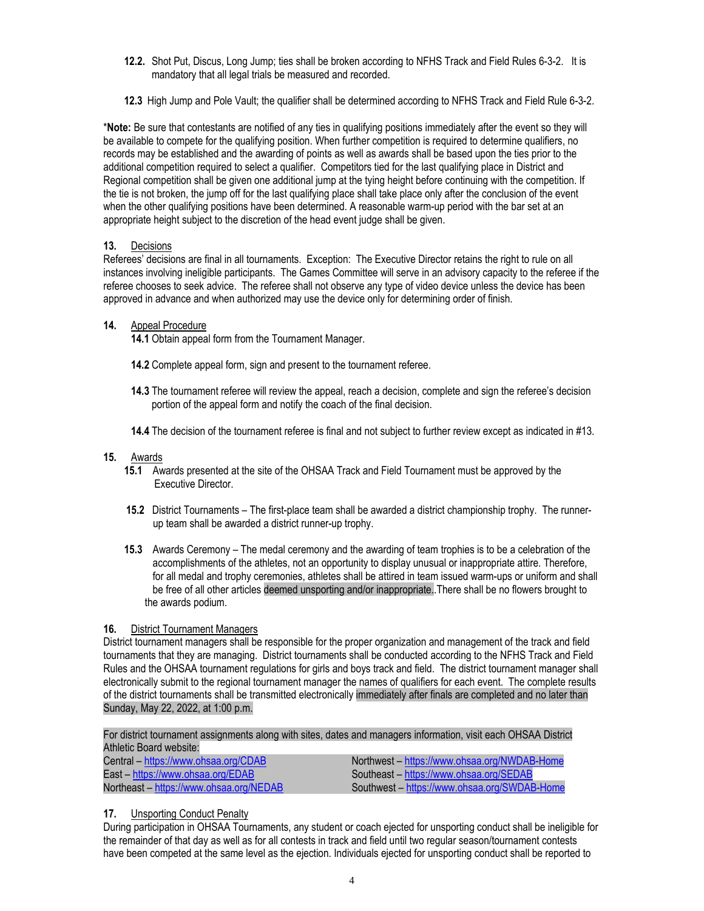**12.2.** Shot Put, Discus, Long Jump; ties shall be broken according to NFHS Track and Field Rules 6-3-2. It is mandatory that all legal trials be measured and recorded.

**12.3** High Jump and Pole Vault; the qualifier shall be determined according to NFHS Track and Field Rule 6-3-2.

***Note:** Be sure that contestants are notified of any ties in qualifying positions immediately after the event so they will be available to compete for the qualifying position. When further competition is required to determine qualifiers, no records may be established and the awarding of points as well as awards shall be based upon the ties prior to the additional competition required to select a qualifier. Competitors tied for the last qualifying place in District and Regional competition shall be given one additional jump at the tying height before continuing with the competition. If the tie is not broken, the jump off for the last qualifying place shall take place only after the conclusion of the event when the other qualifying positions have been determined. A reasonable warm-up period with the bar set at an appropriate height subject to the discretion of the head event judge shall be given.

**13.** Decisions

Referees' decisions are final in all tournaments. Exception: The Executive Director retains the right to rule on all instances involving ineligible participants. The Games Committee will serve in an advisory capacity to the referee if the referee chooses to seek advice. The referee shall not observe any type of video device unless the device has been approved in advance and when authorized may use the device only for determining order of finish.

**14.** Appeal Procedure

**14.1** Obtain appeal form from the Tournament Manager.

**14.2** Complete appeal form, sign and present to the tournament referee.

**14.3** The tournament referee will review the appeal, reach a decision, complete and sign the referee's decision portion of the appeal form and notify the coach of the final decision.

**14.4** The decision of the tournament referee is final and not subject to further review except as indicated in #13.

**15.** Awards

**15.1** Awards presented at the site of the OHSAA Track and Field Tournament must be approved by the Executive Director.

**15.2** District Tournaments – The first-place team shall be awarded a district championship trophy. The runner-up team shall be awarded a district runner-up trophy.

**15.3** Awards Ceremony – The medal ceremony and the awarding of team trophies is to be a celebration of the accomplishments of the athletes, not an opportunity to display unusual or inappropriate attire. Therefore, for all medal and trophy ceremonies, athletes shall be attired in team issued warm-ups or uniform and shall be free of all other articles deemed unsporting and/or inappropriate..There shall be no flowers brought to the awards podium.

**16.** District Tournament Managers

District tournament managers shall be responsible for the proper organization and management of the track and field tournaments that they are managing. District tournaments shall be conducted according to the NFHS Track and Field Rules and the OHSAA tournament regulations for girls and boys track and field. The district tournament manager shall electronically submit to the regional tournament manager the names of qualifiers for each event. The complete results of the district tournaments shall be transmitted electronically immediately after finals are completed and no later than Sunday, May 22, 2022, at 1:00 p.m.

For district tournament assignments along with sites, dates and managers information, visit each OHSAA District Athletic Board website:

| | |
|---|---|
| Central – https://www.ohsaa.org/CDAB | Northwest – https://www.ohsaa.org/NWDAB-Home |
| East – https://www.ohsaa.org/EDAB | Southeast – https://www.ohsaa.org/SEDAB |
| Northeast – https://www.ohsaa.org/NEDAB | Southwest – https://www.ohsaa.org/SWDAB-Home |

**17.** Unsporting Conduct Penalty

During participation in OHSAA Tournaments, any student or coach ejected for unsporting conduct shall be ineligible for the remainder of that day as well as for all contests in track and field until two regular season/tournament contests have been competed at the same level as the ejection. Individuals ejected for unsporting conduct shall be reported to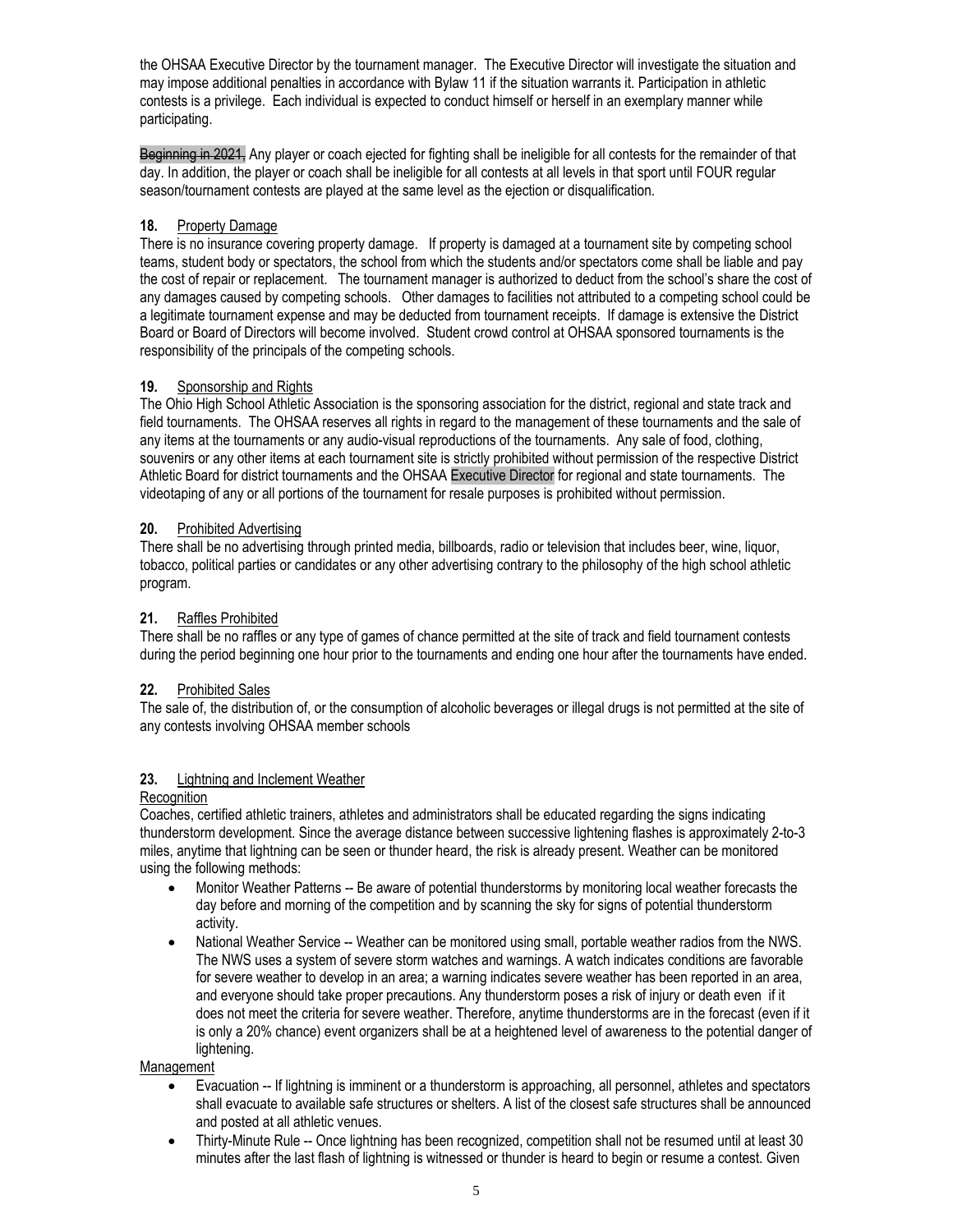the OHSAA Executive Director by the tournament manager. The Executive Director will investigate the situation and may impose additional penalties in accordance with Bylaw 11 if the situation warrants it. Participation in athletic contests is a privilege. Each individual is expected to conduct himself or herself in an exemplary manner while participating.

~~Beginning in 2021,~~ Any player or coach ejected for fighting shall be ineligible for all contests for the remainder of that day. In addition, the player or coach shall be ineligible for all contests at all levels in that sport until FOUR regular season/tournament contests are played at the same level as the ejection or disqualification.

**18.** Property Damage

There is no insurance covering property damage. If property is damaged at a tournament site by competing school teams, student body or spectators, the school from which the students and/or spectators come shall be liable and pay the cost of repair or replacement. The tournament manager is authorized to deduct from the school's share the cost of any damages caused by competing schools. Other damages to facilities not attributed to a competing school could be a legitimate tournament expense and may be deducted from tournament receipts. If damage is extensive the District Board or Board of Directors will become involved. Student crowd control at OHSAA sponsored tournaments is the responsibility of the principals of the competing schools.

**19.** Sponsorship and Rights

The Ohio High School Athletic Association is the sponsoring association for the district, regional and state track and field tournaments. The OHSAA reserves all rights in regard to the management of these tournaments and the sale of any items at the tournaments or any audio-visual reproductions of the tournaments. Any sale of food, clothing, souvenirs or any other items at each tournament site is strictly prohibited without permission of the respective District Athletic Board for district tournaments and the OHSAA Executive Director for regional and state tournaments. The videotaping of any or all portions of the tournament for resale purposes is prohibited without permission.

**20.** Prohibited Advertising

There shall be no advertising through printed media, billboards, radio or television that includes beer, wine, liquor, tobacco, political parties or candidates or any other advertising contrary to the philosophy of the high school athletic program.

**21.** Raffles Prohibited

There shall be no raffles or any type of games of chance permitted at the site of track and field tournament contests during the period beginning one hour prior to the tournaments and ending one hour after the tournaments have ended.

**22.** Prohibited Sales

The sale of, the distribution of, or the consumption of alcoholic beverages or illegal drugs is not permitted at the site of any contests involving OHSAA member schools

**23.** Lightning and Inclement Weather

Recognition

Coaches, certified athletic trainers, athletes and administrators shall be educated regarding the signs indicating thunderstorm development. Since the average distance between successive lightening flashes is approximately 2-to-3 miles, anytime that lightning can be seen or thunder heard, the risk is already present. Weather can be monitored using the following methods:

- Monitor Weather Patterns -- Be aware of potential thunderstorms by monitoring local weather forecasts the day before and morning of the competition and by scanning the sky for signs of potential thunderstorm activity.
- National Weather Service -- Weather can be monitored using small, portable weather radios from the NWS. The NWS uses a system of severe storm watches and warnings. A watch indicates conditions are favorable for severe weather to develop in an area; a warning indicates severe weather has been reported in an area, and everyone should take proper precautions. Any thunderstorm poses a risk of injury or death even if it does not meet the criteria for severe weather. Therefore, anytime thunderstorms are in the forecast (even if it is only a 20% chance) event organizers shall be at a heightened level of awareness to the potential danger of lightening.

Management

- Evacuation -- If lightning is imminent or a thunderstorm is approaching, all personnel, athletes and spectators shall evacuate to available safe structures or shelters. A list of the closest safe structures shall be announced and posted at all athletic venues.
- Thirty-Minute Rule -- Once lightning has been recognized, competition shall not be resumed until at least 30 minutes after the last flash of lightning is witnessed or thunder is heard to begin or resume a contest. Given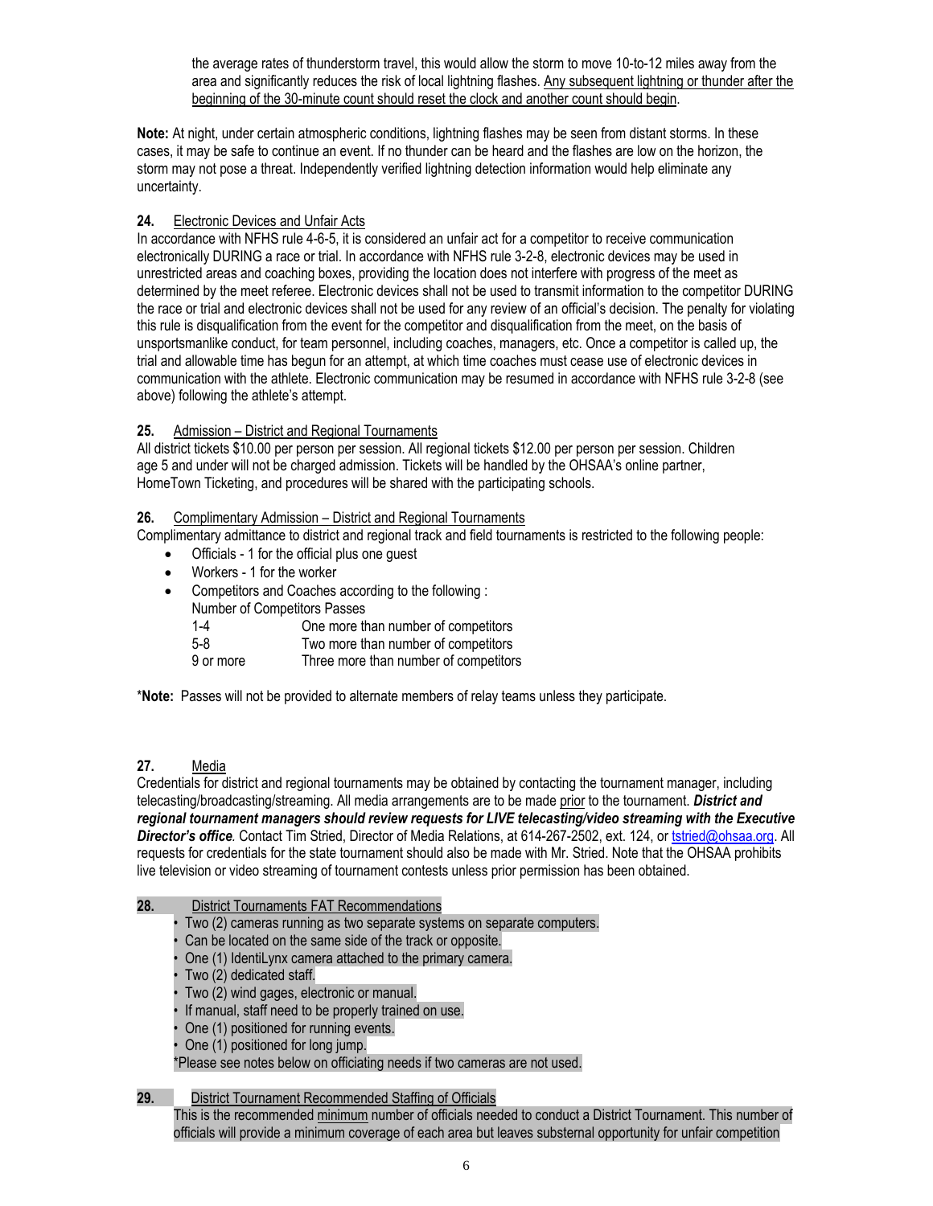the average rates of thunderstorm travel, this would allow the storm to move 10-to-12 miles away from the area and significantly reduces the risk of local lightning flashes. Any subsequent lightning or thunder after the beginning of the 30-minute count should reset the clock and another count should begin.

**Note:** At night, under certain atmospheric conditions, lightning flashes may be seen from distant storms. In these cases, it may be safe to continue an event. If no thunder can be heard and the flashes are low on the horizon, the storm may not pose a threat. Independently verified lightning detection information would help eliminate any uncertainty.

**24.** Electronic Devices and Unfair Acts

In accordance with NFHS rule 4-6-5, it is considered an unfair act for a competitor to receive communication electronically DURING a race or trial. In accordance with NFHS rule 3-2-8, electronic devices may be used in unrestricted areas and coaching boxes, providing the location does not interfere with progress of the meet as determined by the meet referee. Electronic devices shall not be used to transmit information to the competitor DURING the race or trial and electronic devices shall not be used for any review of an official's decision. The penalty for violating this rule is disqualification from the event for the competitor and disqualification from the meet, on the basis of unsportsmanlike conduct, for team personnel, including coaches, managers, etc. Once a competitor is called up, the trial and allowable time has begun for an attempt, at which time coaches must cease use of electronic devices in communication with the athlete. Electronic communication may be resumed in accordance with NFHS rule 3-2-8 (see above) following the athlete's attempt.

**25.** Admission – District and Regional Tournaments

All district tickets $10.00 per person per session. All regional tickets $12.00 per person per session. Children age 5 and under will not be charged admission. Tickets will be handled by the OHSAA's online partner, HomeTown Ticketing, and procedures will be shared with the participating schools.

**26.** Complimentary Admission – District and Regional Tournaments

Complimentary admittance to district and regional track and field tournaments is restricted to the following people:

- Officials - 1 for the official plus one guest
- Workers - 1 for the worker
- Competitors and Coaches according to the following :

| Number of Competitors | Passes |
|---|---|
| 1-4 | One more than number of competitors |
| 5-8 | Two more than number of competitors |
| 9 or more | Three more than number of competitors |

***Note:** Passes will not be provided to alternate members of relay teams unless they participate.

**27.** Media

Credentials for district and regional tournaments may be obtained by contacting the tournament manager, including telecasting/broadcasting/streaming. All media arrangements are to be made prior to the tournament. ***District and regional tournament managers should review requests for LIVE telecasting/video streaming with the Executive Director's office***. Contact Tim Stried, Director of Media Relations, at 614-267-2502, ext. 124, or tstried@ohsaa.org. All requests for credentials for the state tournament should also be made with Mr. Stried. Note that the OHSAA prohibits live television or video streaming of tournament contests unless prior permission has been obtained.

**28.** District Tournaments FAT Recommendations

- Two (2) cameras running as two separate systems on separate computers.
- Can be located on the same side of the track or opposite.
- One (1) IdentiLynx camera attached to the primary camera.
- Two (2) dedicated staff.
- Two (2) wind gages, electronic or manual.
- If manual, staff need to be properly trained on use.
- One (1) positioned for running events.
- One (1) positioned for long jump.

*Please see notes below on officiating needs if two cameras are not used.

**29.** District Tournament Recommended Staffing of Officials

This is the recommended minimum number of officials needed to conduct a District Tournament. This number of officials will provide a minimum coverage of each area but leaves substernal opportunity for unfair competition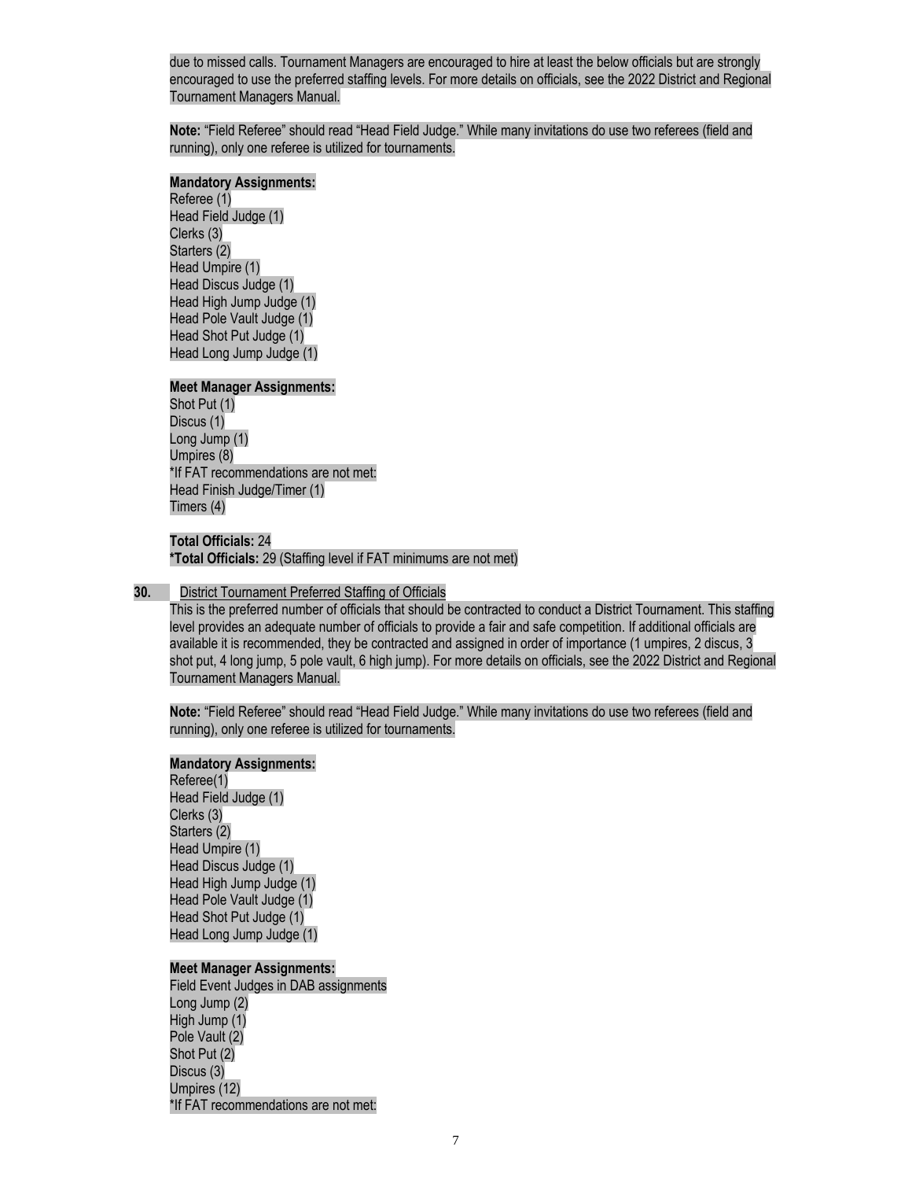due to missed calls. Tournament Managers are encouraged to hire at least the below officials but are strongly encouraged to use the preferred staffing levels. For more details on officials, see the 2022 District and Regional Tournament Managers Manual.

**Note:** "Field Referee" should read "Head Field Judge." While many invitations do use two referees (field and running), only one referee is utilized for tournaments.

**Mandatory Assignments:**
Referee (1)
Head Field Judge (1)
Clerks (3)
Starters (2)
Head Umpire (1)
Head Discus Judge (1)
Head High Jump Judge (1)
Head Pole Vault Judge (1)
Head Shot Put Judge (1)
Head Long Jump Judge (1)

**Meet Manager Assignments:**
Shot Put (1)
Discus (1)
Long Jump (1)
Umpires (8)
*If FAT recommendations are not met:
Head Finish Judge/Timer (1)
Timers (4)

**Total Officials:** 24
***Total Officials:** 29 (Staffing level if FAT minimums are not met)

**30.** District Tournament Preferred Staffing of Officials

This is the preferred number of officials that should be contracted to conduct a District Tournament. This staffing level provides an adequate number of officials to provide a fair and safe competition. If additional officials are available it is recommended, they be contracted and assigned in order of importance (1 umpires, 2 discus, 3 shot put, 4 long jump, 5 pole vault, 6 high jump). For more details on officials, see the 2022 District and Regional Tournament Managers Manual.

**Note:** "Field Referee" should read "Head Field Judge." While many invitations do use two referees (field and running), only one referee is utilized for tournaments.

**Mandatory Assignments:**
Referee(1)
Head Field Judge (1)
Clerks (3)
Starters (2)
Head Umpire (1)
Head Discus Judge (1)
Head High Jump Judge (1)
Head Pole Vault Judge (1)
Head Shot Put Judge (1)
Head Long Jump Judge (1)

**Meet Manager Assignments:**
Field Event Judges in DAB assignments
Long Jump (2)
High Jump (1)
Pole Vault (2)
Shot Put (2)
Discus (3)
Umpires (12)
*If FAT recommendations are not met: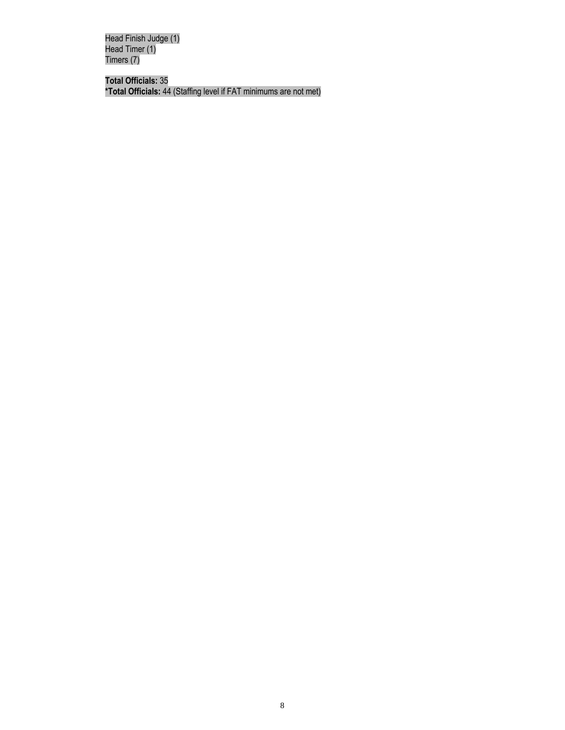Head Finish Judge (1)
Head Timer (1)
Timers (7)

**Total Officials:** 35
***Total Officials:** 44 (Staffing level if FAT minimums are not met)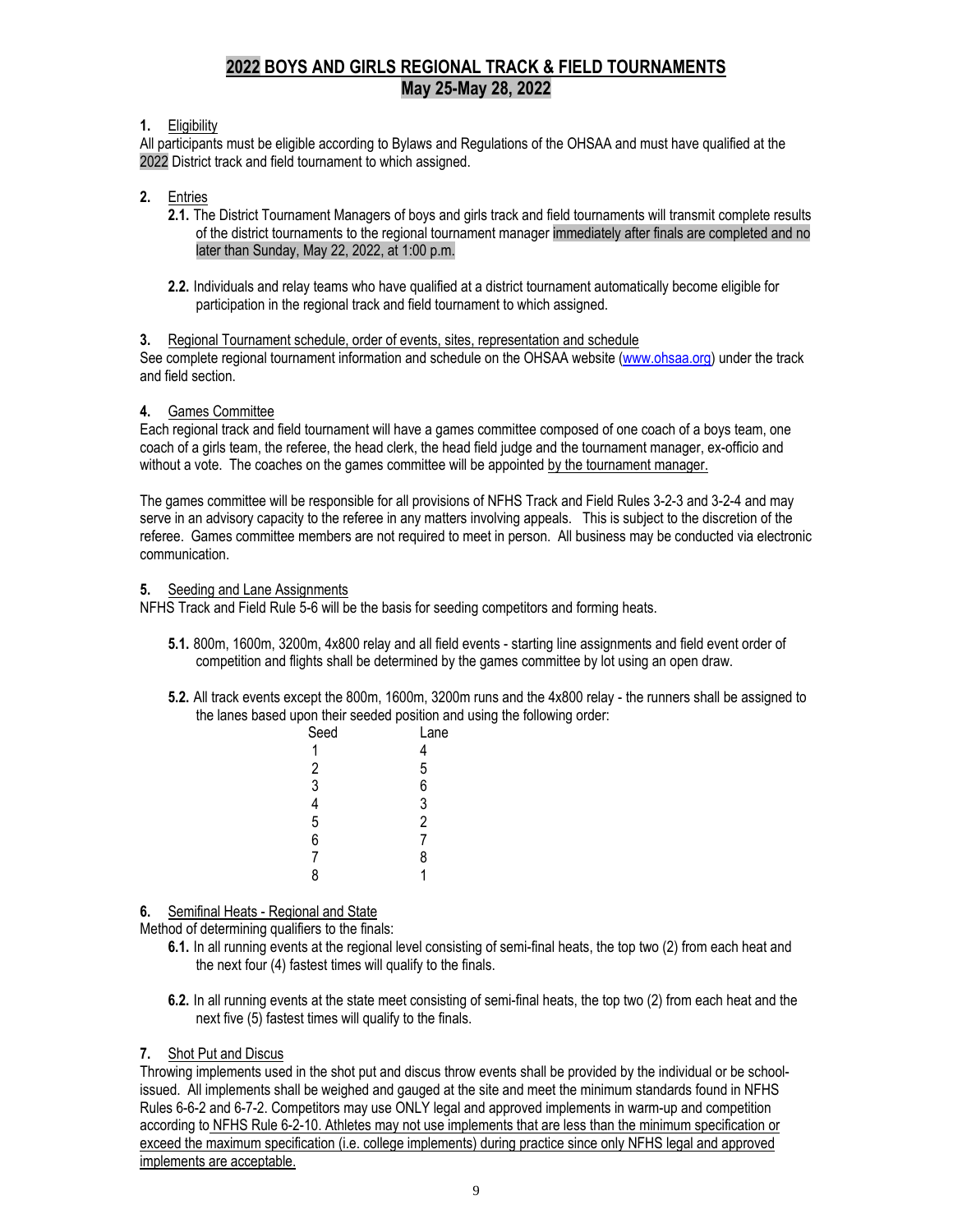# 2022 BOYS AND GIRLS REGIONAL TRACK & FIELD TOURNAMENTS
## May 25-May 28, 2022

**1.** Eligibility

All participants must be eligible according to Bylaws and Regulations of the OHSAA and must have qualified at the 2022 District track and field tournament to which assigned.

**2.** Entries

**2.1.** The District Tournament Managers of boys and girls track and field tournaments will transmit complete results of the district tournaments to the regional tournament manager immediately after finals are completed and no later than Sunday, May 22, 2022, at 1:00 p.m.

**2.2.** Individuals and relay teams who have qualified at a district tournament automatically become eligible for participation in the regional track and field tournament to which assigned.

**3.** Regional Tournament schedule, order of events, sites, representation and schedule

See complete regional tournament information and schedule on the OHSAA website (www.ohsaa.org) under the track and field section.

**4.** Games Committee

Each regional track and field tournament will have a games committee composed of one coach of a boys team, one coach of a girls team, the referee, the head clerk, the head field judge and the tournament manager, ex-officio and without a vote. The coaches on the games committee will be appointed by the tournament manager.

The games committee will be responsible for all provisions of NFHS Track and Field Rules 3-2-3 and 3-2-4 and may serve in an advisory capacity to the referee in any matters involving appeals. This is subject to the discretion of the referee. Games committee members are not required to meet in person. All business may be conducted via electronic communication.

**5.** Seeding and Lane Assignments

NFHS Track and Field Rule 5-6 will be the basis for seeding competitors and forming heats.

**5.1.** 800m, 1600m, 3200m, 4x800 relay and all field events - starting line assignments and field event order of competition and flights shall be determined by the games committee by lot using an open draw.

**5.2.** All track events except the 800m, 1600m, 3200m runs and the 4x800 relay - the runners shall be assigned to the lanes based upon their seeded position and using the following order:

| Seed | Lane |
|---|---|
| 1 | 4 |
| 2 | 5 |
| 3 | 6 |
| 4 | 3 |
| 5 | 2 |
| 6 | 7 |
| 7 | 8 |
| 8 | 1 |

**6.** Semifinal Heats - Regional and State

Method of determining qualifiers to the finals:

**6.1.** In all running events at the regional level consisting of semi-final heats, the top two (2) from each heat and the next four (4) fastest times will qualify to the finals.

**6.2.** In all running events at the state meet consisting of semi-final heats, the top two (2) from each heat and the next five (5) fastest times will qualify to the finals.

**7.** Shot Put and Discus

Throwing implements used in the shot put and discus throw events shall be provided by the individual or be school-issued. All implements shall be weighed and gauged at the site and meet the minimum standards found in NFHS Rules 6-6-2 and 6-7-2. Competitors may use ONLY legal and approved implements in warm-up and competition according to NFHS Rule 6-2-10. Athletes may not use implements that are less than the minimum specification or exceed the maximum specification (i.e. college implements) during practice since only NFHS legal and approved implements are acceptable.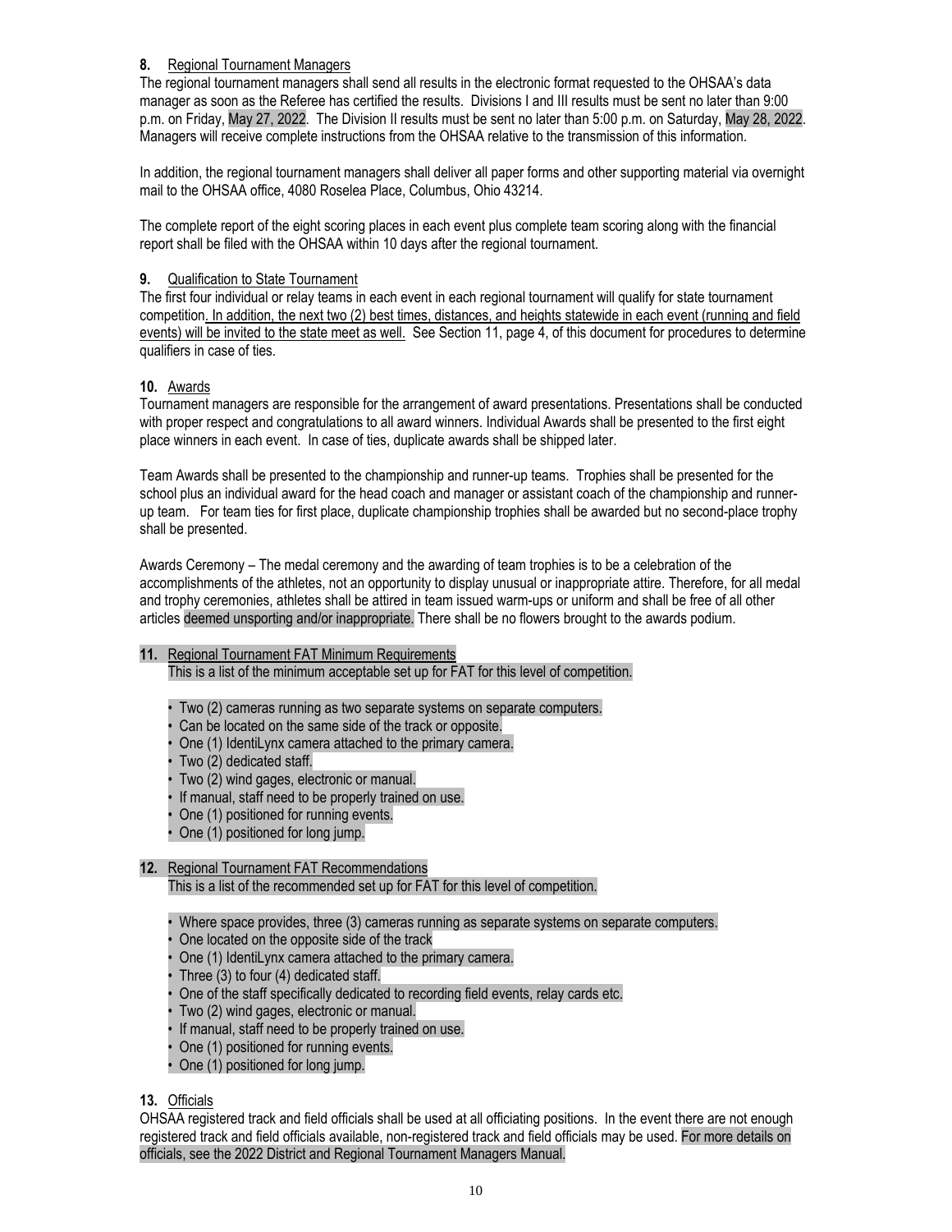**8.** Regional Tournament Managers

The regional tournament managers shall send all results in the electronic format requested to the OHSAA's data manager as soon as the Referee has certified the results. Divisions I and III results must be sent no later than 9:00 p.m. on Friday, May 27, 2022. The Division II results must be sent no later than 5:00 p.m. on Saturday, May 28, 2022. Managers will receive complete instructions from the OHSAA relative to the transmission of this information.

In addition, the regional tournament managers shall deliver all paper forms and other supporting material via overnight mail to the OHSAA office, 4080 Roselea Place, Columbus, Ohio 43214.

The complete report of the eight scoring places in each event plus complete team scoring along with the financial report shall be filed with the OHSAA within 10 days after the regional tournament.

**9.** Qualification to State Tournament

The first four individual or relay teams in each event in each regional tournament will qualify for state tournament competition. In addition, the next two (2) best times, distances, and heights statewide in each event (running and field events) will be invited to the state meet as well. See Section 11, page 4, of this document for procedures to determine qualifiers in case of ties.

**10.** Awards

Tournament managers are responsible for the arrangement of award presentations. Presentations shall be conducted with proper respect and congratulations to all award winners. Individual Awards shall be presented to the first eight place winners in each event. In case of ties, duplicate awards shall be shipped later.

Team Awards shall be presented to the championship and runner-up teams. Trophies shall be presented for the school plus an individual award for the head coach and manager or assistant coach of the championship and runner-up team. For team ties for first place, duplicate championship trophies shall be awarded but no second-place trophy shall be presented.

Awards Ceremony – The medal ceremony and the awarding of team trophies is to be a celebration of the accomplishments of the athletes, not an opportunity to display unusual or inappropriate attire. Therefore, for all medal and trophy ceremonies, athletes shall be attired in team issued warm-ups or uniform and shall be free of all other articles deemed unsporting and/or inappropriate. There shall be no flowers brought to the awards podium.

**11.** Regional Tournament FAT Minimum Requirements

This is a list of the minimum acceptable set up for FAT for this level of competition.

- Two (2) cameras running as two separate systems on separate computers.
- Can be located on the same side of the track or opposite.
- One (1) IdentiLynx camera attached to the primary camera.
- Two (2) dedicated staff.
- Two (2) wind gages, electronic or manual.
- If manual, staff need to be properly trained on use.
- One (1) positioned for running events.
- One (1) positioned for long jump.

**12.** Regional Tournament FAT Recommendations

This is a list of the recommended set up for FAT for this level of competition.

- Where space provides, three (3) cameras running as separate systems on separate computers.
- One located on the opposite side of the track
- One (1) IdentiLynx camera attached to the primary camera.
- Three (3) to four (4) dedicated staff.
- One of the staff specifically dedicated to recording field events, relay cards etc.
- Two (2) wind gages, electronic or manual.
- If manual, staff need to be properly trained on use.
- One (1) positioned for running events.
- One (1) positioned for long jump.

**13.** Officials

OHSAA registered track and field officials shall be used at all officiating positions. In the event there are not enough registered track and field officials available, non-registered track and field officials may be used. For more details on officials, see the 2022 District and Regional Tournament Managers Manual.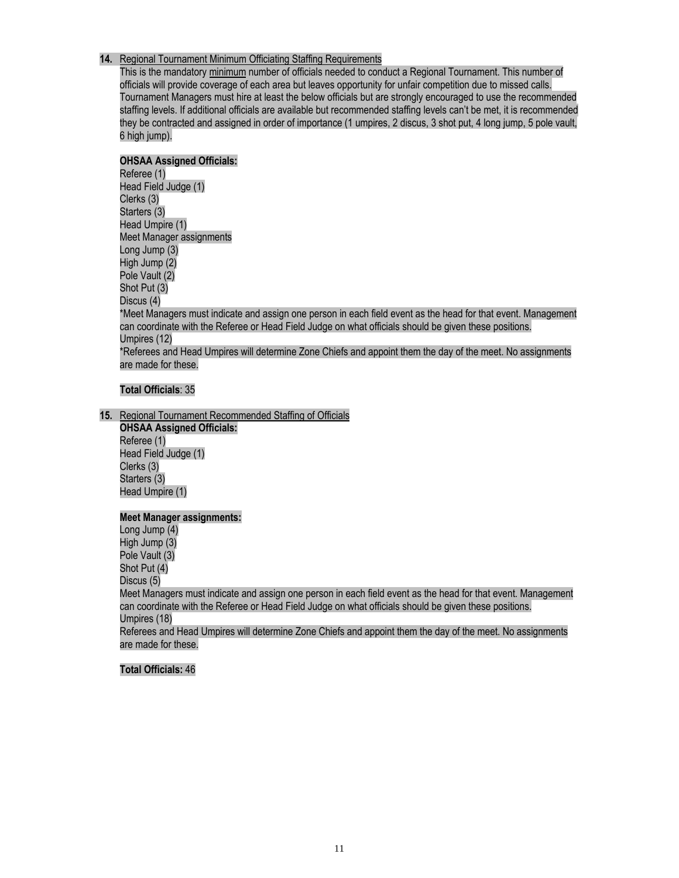**14.** Regional Tournament Minimum Officiating Staffing Requirements

This is the mandatory minimum number of officials needed to conduct a Regional Tournament. This number of officials will provide coverage of each area but leaves opportunity for unfair competition due to missed calls. Tournament Managers must hire at least the below officials but are strongly encouraged to use the recommended staffing levels. If additional officials are available but recommended staffing levels can't be met, it is recommended they be contracted and assigned in order of importance (1 umpires, 2 discus, 3 shot put, 4 long jump, 5 pole vault, 6 high jump).

**OHSAA Assigned Officials:**
Referee (1)
Head Field Judge (1)
Clerks (3)
Starters (3)
Head Umpire (1)
Meet Manager assignments
Long Jump (3)
High Jump (2)
Pole Vault (2)
Shot Put (3)
Discus (4)
*Meet Managers must indicate and assign one person in each field event as the head for that event. Management can coordinate with the Referee or Head Field Judge on what officials should be given these positions.
Umpires (12)
*Referees and Head Umpires will determine Zone Chiefs and appoint them the day of the meet. No assignments are made for these.

**Total Officials**: 35

**15.** Regional Tournament Recommended Staffing of Officials

**OHSAA Assigned Officials:**
Referee (1)
Head Field Judge (1)
Clerks (3)
Starters (3)
Head Umpire (1)

**Meet Manager assignments:**
Long Jump (4)
High Jump (3)
Pole Vault (3)
Shot Put (4)
Discus (5)
Meet Managers must indicate and assign one person in each field event as the head for that event. Management can coordinate with the Referee or Head Field Judge on what officials should be given these positions.
Umpires (18)
Referees and Head Umpires will determine Zone Chiefs and appoint them the day of the meet. No assignments are made for these.

**Total Officials:** 46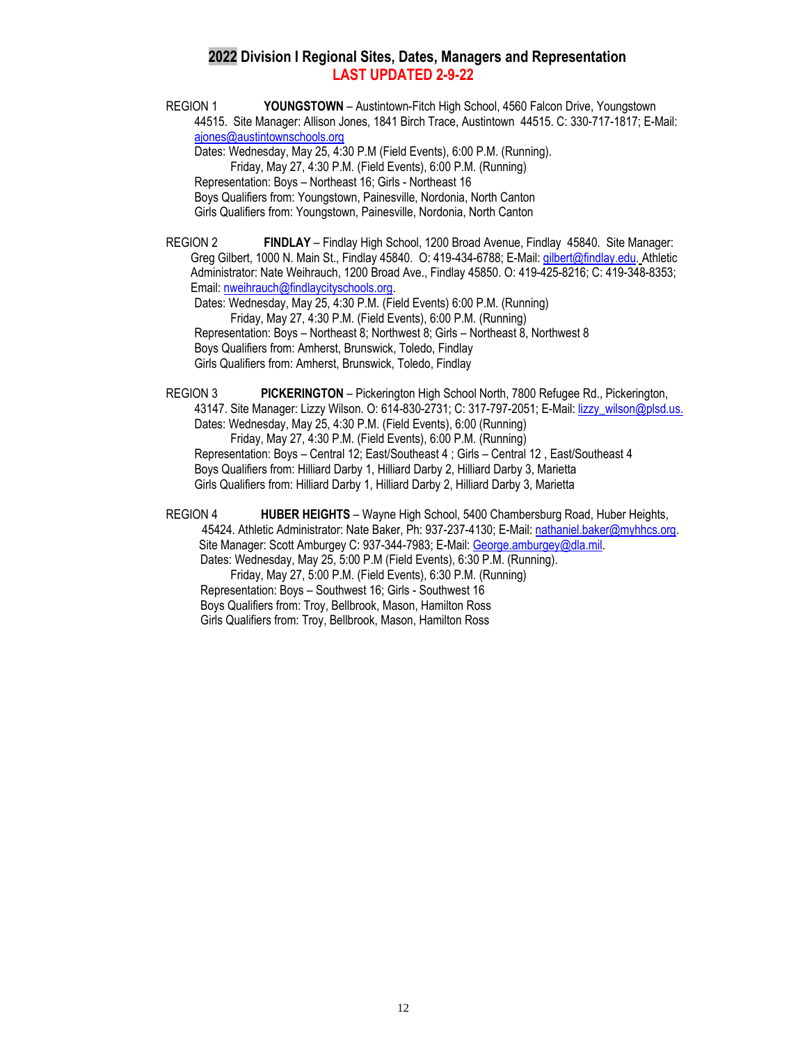## 2022 Division I Regional Sites, Dates, Managers and Representation

**LAST UPDATED 2-9-22**

REGION 1 **YOUNGSTOWN** – Austintown-Fitch High School, 4560 Falcon Drive, Youngstown 44515. Site Manager: Allison Jones, 1841 Birch Trace, Austintown 44515. C: 330-717-1817; E-Mail: ajones@austintownschools.org

Dates: Wednesday, May 25, 4:30 P.M (Field Events), 6:00 P.M. (Running).
Friday, May 27, 4:30 P.M. (Field Events), 6:00 P.M. (Running)

Representation: Boys – Northeast 16; Girls - Northeast 16

Boys Qualifiers from: Youngstown, Painesville, Nordonia, North Canton

Girls Qualifiers from: Youngstown, Painesville, Nordonia, North Canton

REGION 2 **FINDLAY** – Findlay High School, 1200 Broad Avenue, Findlay 45840. Site Manager: Greg Gilbert, 1000 N. Main St., Findlay 45840. O: 419-434-6788; E-Mail: gilbert@findlay.edu. Athletic Administrator: Nate Weihrauch, 1200 Broad Ave., Findlay 45850. O: 419-425-8216; C: 419-348-8353; Email: nweihrauch@findlaycityschools.org.

Dates: Wednesday, May 25, 4:30 P.M. (Field Events) 6:00 P.M. (Running)
Friday, May 27, 4:30 P.M. (Field Events), 6:00 P.M. (Running)

Representation: Boys – Northeast 8; Northwest 8; Girls – Northeast 8, Northwest 8

Boys Qualifiers from: Amherst, Brunswick, Toledo, Findlay

Girls Qualifiers from: Amherst, Brunswick, Toledo, Findlay

REGION 3 **PICKERINGTON** – Pickerington High School North, 7800 Refugee Rd., Pickerington, 43147. Site Manager: Lizzy Wilson. O: 614-830-2731; C: 317-797-2051; E-Mail: lizzy_wilson@plsd.us.

Dates: Wednesday, May 25, 4:30 P.M. (Field Events), 6:00 (Running)
Friday, May 27, 4:30 P.M. (Field Events), 6:00 P.M. (Running)

Representation: Boys – Central 12; East/Southeast 4 ; Girls – Central 12 , East/Southeast 4

Boys Qualifiers from: Hilliard Darby 1, Hilliard Darby 2, Hilliard Darby 3, Marietta

Girls Qualifiers from: Hilliard Darby 1, Hilliard Darby 2, Hilliard Darby 3, Marietta

REGION 4 **HUBER HEIGHTS** – Wayne High School, 5400 Chambersburg Road, Huber Heights, 45424. Athletic Administrator: Nate Baker, Ph: 937-237-4130; E-Mail: nathaniel.baker@myhhcs.org. Site Manager: Scott Amburgey C: 937-344-7983; E-Mail: George.amburgey@dla.mil.

Dates: Wednesday, May 25, 5:00 P.M (Field Events), 6:30 P.M. (Running).
Friday, May 27, 5:00 P.M. (Field Events), 6:30 P.M. (Running)

Representation: Boys – Southwest 16; Girls - Southwest 16

Boys Qualifiers from: Troy, Bellbrook, Mason, Hamilton Ross

Girls Qualifiers from: Troy, Bellbrook, Mason, Hamilton Ross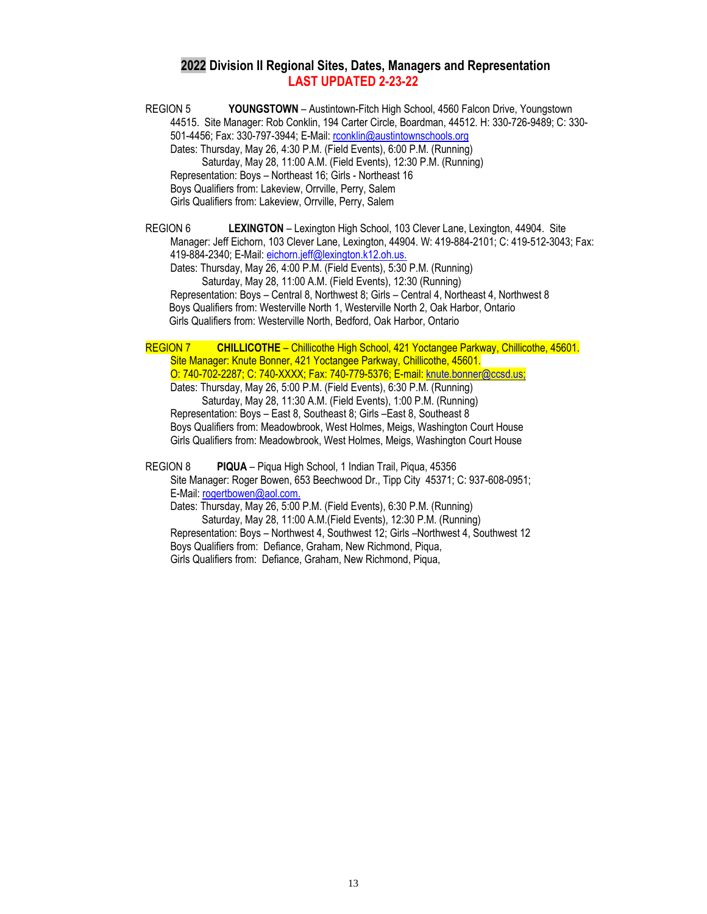## 2022 Division II Regional Sites, Dates, Managers and Representation

**LAST UPDATED 2-23-22**

REGION 5 **YOUNGSTOWN** – Austintown-Fitch High School, 4560 Falcon Drive, Youngstown 44515. Site Manager: Rob Conklin, 194 Carter Circle, Boardman, 44512. H: 330-726-9489; C: 330-501-4456; Fax: 330-797-3944; E-Mail: rconklin@austintownschools.org

Dates: Thursday, May 26, 4:30 P.M. (Field Events), 6:00 P.M. (Running)
Saturday, May 28, 11:00 A.M. (Field Events), 12:30 P.M. (Running)

Representation: Boys – Northeast 16; Girls - Northeast 16

Boys Qualifiers from: Lakeview, Orrville, Perry, Salem

Girls Qualifiers from: Lakeview, Orrville, Perry, Salem

REGION 6 **LEXINGTON** – Lexington High School, 103 Clever Lane, Lexington, 44904. Site Manager: Jeff Eichorn, 103 Clever Lane, Lexington, 44904. W: 419-884-2101; C: 419-512-3043; Fax: 419-884-2340; E-Mail: eichorn.jeff@lexington.k12.oh.us.

Dates: Thursday, May 26, 4:00 P.M. (Field Events), 5:30 P.M. (Running)
Saturday, May 28, 11:00 A.M. (Field Events), 12:30 (Running)

Representation: Boys – Central 8, Northwest 8; Girls – Central 4, Northeast 4, Northwest 8

Boys Qualifiers from: Westerville North 1, Westerville North 2, Oak Harbor, Ontario

Girls Qualifiers from: Westerville North, Bedford, Oak Harbor, Ontario

REGION 7 **CHILLICOTHE** – Chillicothe High School, 421 Yoctangee Parkway, Chillicothe, 45601. Site Manager: Knute Bonner, 421 Yoctangee Parkway, Chillicothe, 45601. O: 740-702-2287; C: 740-XXXX; Fax: 740-779-5376; E-mail: knute.bonner@ccsd.us;

Dates: Thursday, May 26, 5:00 P.M. (Field Events), 6:30 P.M. (Running)
Saturday, May 28, 11:30 A.M. (Field Events), 1:00 P.M. (Running)

Representation: Boys – East 8, Southeast 8; Girls –East 8, Southeast 8

Boys Qualifiers from: Meadowbrook, West Holmes, Meigs, Washington Court House

Girls Qualifiers from: Meadowbrook, West Holmes, Meigs, Washington Court House

REGION 8 **PIQUA** – Piqua High School, 1 Indian Trail, Piqua, 45356

Site Manager: Roger Bowen, 653 Beechwood Dr., Tipp City 45371; C: 937-608-0951; E-Mail: rogertbowen@aol.com.

Dates: Thursday, May 26, 5:00 P.M. (Field Events), 6:30 P.M. (Running)
Saturday, May 28, 11:00 A.M.(Field Events), 12:30 P.M. (Running)

Representation: Boys – Northwest 4, Southwest 12; Girls –Northwest 4, Southwest 12

Boys Qualifiers from: Defiance, Graham, New Richmond, Piqua,

Girls Qualifiers from: Defiance, Graham, New Richmond, Piqua,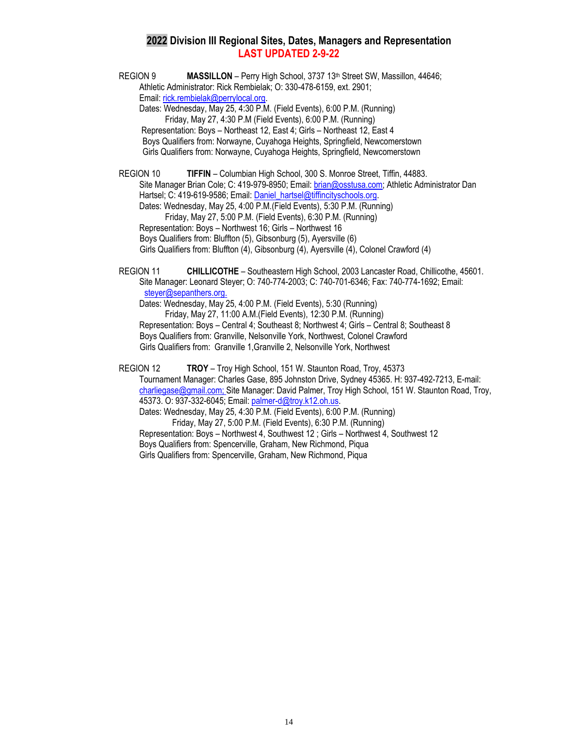## 2022 Division III Regional Sites, Dates, Managers and Representation
## LAST UPDATED 2-9-22

REGION 9 **MASSILLON** – Perry High School, 3737 13th Street SW, Massillon, 44646;
Athletic Administrator: Rick Rembielak; O: 330-478-6159, ext. 2901;
Email: rick.rembielak@perrylocal.org.
Dates: Wednesday, May 25, 4:30 P.M. (Field Events), 6:00 P.M. (Running)
Friday, May 27, 4:30 P.M (Field Events), 6:00 P.M. (Running)
Representation: Boys – Northeast 12, East 4; Girls – Northeast 12, East 4
Boys Qualifiers from: Norwayne, Cuyahoga Heights, Springfield, Newcomerstown
Girls Qualifiers from: Norwayne, Cuyahoga Heights, Springfield, Newcomerstown

REGION 10 **TIFFIN** – Columbian High School, 300 S. Monroe Street, Tiffin, 44883.
Site Manager Brian Cole; C: 419-979-8950; Email: brian@osstusa.com; Athletic Administrator Dan Hartsel; C: 419-619-9586; Email: Daniel_hartsel@tiffincityschools.org.
Dates: Wednesday, May 25, 4:00 P.M.(Field Events), 5:30 P.M. (Running)
Friday, May 27, 5:00 P.M. (Field Events), 6:30 P.M. (Running)
Representation: Boys – Northwest 16; Girls – Northwest 16
Boys Qualifiers from: Bluffton (5), Gibsonburg (5), Ayersville (6)
Girls Qualifiers from: Bluffton (4), Gibsonburg (4), Ayersville (4), Colonel Crawford (4)

REGION 11 **CHILLICOTHE** – Southeastern High School, 2003 Lancaster Road, Chillicothe, 45601.
Site Manager: Leonard Steyer; O: 740-774-2003; C: 740-701-6346; Fax: 740-774-1692; Email: steyer@sepanthers.org.
Dates: Wednesday, May 25, 4:00 P.M. (Field Events), 5:30 (Running)
Friday, May 27, 11:00 A.M.(Field Events), 12:30 P.M. (Running)
Representation: Boys – Central 4; Southeast 8; Northwest 4; Girls – Central 8; Southeast 8
Boys Qualifiers from: Granville, Nelsonville York, Northwest, Colonel Crawford
Girls Qualifiers from: Granville 1,Granville 2, Nelsonville York, Northwest

REGION 12 **TROY** – Troy High School, 151 W. Staunton Road, Troy, 45373
Tournament Manager: Charles Gase, 895 Johnston Drive, Sydney 45365. H: 937-492-7213, E-mail: charliegase@gmail.com; Site Manager: David Palmer, Troy High School, 151 W. Staunton Road, Troy, 45373. O: 937-332-6045; Email: palmer-d@troy.k12.oh.us.
Dates: Wednesday, May 25, 4:30 P.M. (Field Events), 6:00 P.M. (Running)
Friday, May 27, 5:00 P.M. (Field Events), 6:30 P.M. (Running)
Representation: Boys – Northwest 4, Southwest 12 ; Girls – Northwest 4, Southwest 12
Boys Qualifiers from: Spencerville, Graham, New Richmond, Piqua
Girls Qualifiers from: Spencerville, Graham, New Richmond, Piqua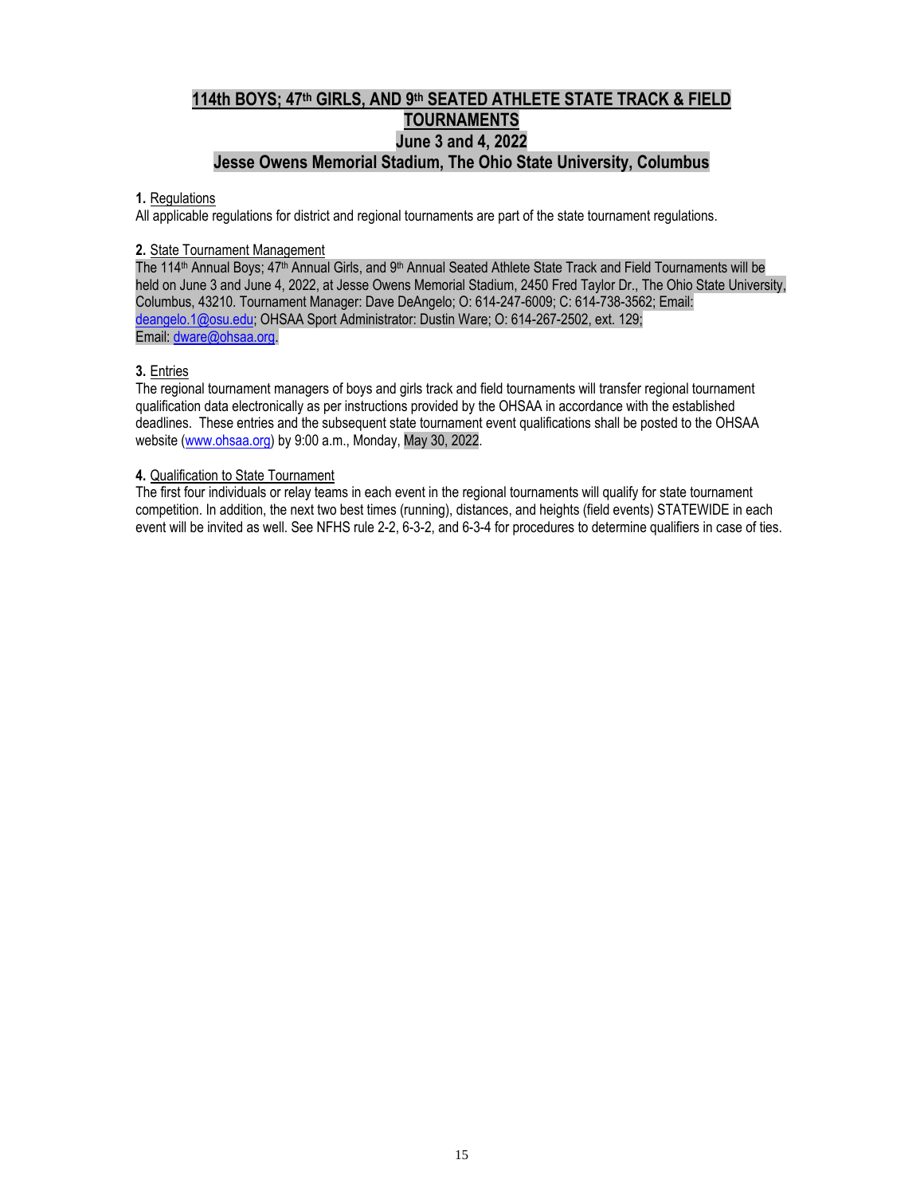# 114th BOYS; 47th GIRLS, AND 9th SEATED ATHLETE STATE TRACK & FIELD TOURNAMENTS

## June 3 and 4, 2022

## Jesse Owens Memorial Stadium, The Ohio State University, Columbus

**1.** Regulations
All applicable regulations for district and regional tournaments are part of the state tournament regulations.

**2.** State Tournament Management
The 114th Annual Boys; 47th Annual Girls, and 9th Annual Seated Athlete State Track and Field Tournaments will be held on June 3 and June 4, 2022, at Jesse Owens Memorial Stadium, 2450 Fred Taylor Dr., The Ohio State University, Columbus, 43210. Tournament Manager: Dave DeAngelo; O: 614-247-6009; C: 614-738-3562; Email: deangelo.1@osu.edu; OHSAA Sport Administrator: Dustin Ware; O: 614-267-2502, ext. 129; Email: dware@ohsaa.org.

**3.** Entries
The regional tournament managers of boys and girls track and field tournaments will transfer regional tournament qualification data electronically as per instructions provided by the OHSAA in accordance with the established deadlines. These entries and the subsequent state tournament event qualifications shall be posted to the OHSAA website (www.ohsaa.org) by 9:00 a.m., Monday, May 30, 2022.

**4.** Qualification to State Tournament
The first four individuals or relay teams in each event in the regional tournaments will qualify for state tournament competition. In addition, the next two best times (running), distances, and heights (field events) STATEWIDE in each event will be invited as well. See NFHS rule 2-2, 6-3-2, and 6-3-4 for procedures to determine qualifiers in case of ties.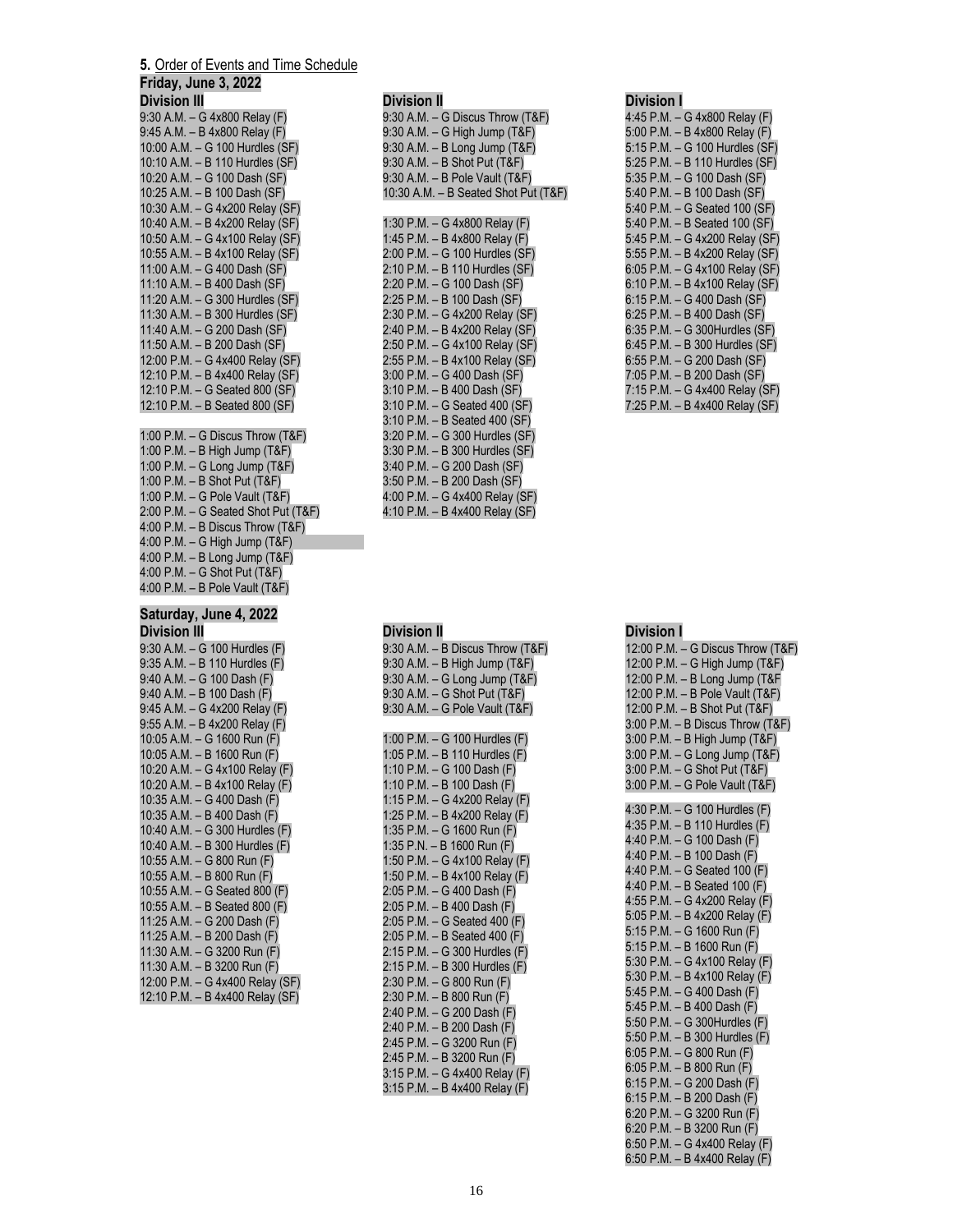**5.** Order of Events and Time Schedule

## Friday, June 3, 2022

### Division III

9:30 A.M. – G 4x800 Relay (F)
9:45 A.M. – B 4x800 Relay (F)
10:00 A.M. – G 100 Hurdles (SF)
10:10 A.M. – B 110 Hurdles (SF)
10:20 A.M. – G 100 Dash (SF)
10:25 A.M. – B 100 Dash (SF)
10:30 A.M. – G 4x200 Relay (SF)
10:40 A.M. – B 4x200 Relay (SF)
10:50 A.M. – G 4x100 Relay (SF)
10:55 A.M. – B 4x100 Relay (SF)
11:00 A.M. – G 400 Dash (SF)
11:10 A.M. – B 400 Dash (SF)
11:20 A.M. – G 300 Hurdles (SF)
11:30 A.M. – B 300 Hurdles (SF)
11:40 A.M. – G 200 Dash (SF)
11:50 A.M. – B 200 Dash (SF)
12:00 P.M. – G 4x400 Relay (SF)
12:10 P.M. – B 4x400 Relay (SF)
12:10 P.M. – G Seated 800 (SF)
12:10 P.M. – B Seated 800 (SF)

1:00 P.M. – G Discus Throw (T&F)
1:00 P.M. – B High Jump (T&F)
1:00 P.M. – G Long Jump (T&F)
1:00 P.M. – B Shot Put (T&F)
1:00 P.M. – G Pole Vault (T&F)
2:00 P.M. – G Seated Shot Put (T&F)
4:00 P.M. – B Discus Throw (T&F)
4:00 P.M. – G High Jump (T&F)
4:00 P.M. – B Long Jump (T&F)
4:00 P.M. – G Shot Put (T&F)
4:00 P.M. – B Pole Vault (T&F)

### Division II

9:30 A.M. – G Discus Throw (T&F)
9:30 A.M. – G High Jump (T&F)
9:30 A.M. – B Long Jump (T&F)
9:30 A.M. – B Shot Put (T&F)
9:30 A.M. – B Pole Vault (T&F)
10:30 A.M. – B Seated Shot Put (T&F)

1:30 P.M. – G 4x800 Relay (F)
1:45 P.M. – B 4x800 Relay (F)
2:00 P.M. – G 100 Hurdles (SF)
2:10 P.M. – B 110 Hurdles (SF)
2:20 P.M. – G 100 Dash (SF)
2:25 P.M. – B 100 Dash (SF)
2:30 P.M. – G 4x200 Relay (SF)
2:40 P.M. – B 4x200 Relay (SF)
2:50 P.M. – G 4x100 Relay (SF)
2:55 P.M. – B 4x100 Relay (SF)
3:00 P.M. – G 400 Dash (SF)
3:10 P.M. – B 400 Dash (SF)
3:10 P.M. – G Seated 400 (SF)
3:10 P.M. – B Seated 400 (SF)
3:20 P.M. – G 300 Hurdles (SF)
3:30 P.M. – B 300 Hurdles (SF)
3:40 P.M. – G 200 Dash (SF)
3:50 P.M. – B 200 Dash (SF)
4:00 P.M. – G 4x400 Relay (SF)
4:10 P.M. – B 4x400 Relay (SF)

### Division I

4:45 P.M. – G 4x800 Relay (F)
5:00 P.M. – B 4x800 Relay (F)
5:15 P.M. – G 100 Hurdles (SF)
5:25 P.M. – B 110 Hurdles (SF)
5:35 P.M. – G 100 Dash (SF)
5:40 P.M. – B 100 Dash (SF)
5:40 P.M. – G Seated 100 (SF)
5:40 P.M. – B Seated 100 (SF)
5:45 P.M. – G 4x200 Relay (SF)
5:55 P.M. – B 4x200 Relay (SF)
6:05 P.M. – G 4x100 Relay (SF)
6:10 P.M. – B 4x100 Relay (SF)
6:15 P.M. – G 400 Dash (SF)
6:25 P.M. – B 400 Dash (SF)
6:35 P.M. – G 300Hurdles (SF)
6:45 P.M. – B 300 Hurdles (SF)
6:55 P.M. – G 200 Dash (SF)
7:05 P.M. – B 200 Dash (SF)
7:15 P.M. – G 4x400 Relay (SF)
7:25 P.M. – B 4x400 Relay (SF)

## Saturday, June 4, 2022

### Division III

9:30 A.M. – G 100 Hurdles (F)
9:35 A.M. – B 110 Hurdles (F)
9:40 A.M. – G 100 Dash (F)
9:40 A.M. – B 100 Dash (F)
9:45 A.M. – G 4x200 Relay (F)
9:55 A.M. – B 4x200 Relay (F)
10:05 A.M. – G 1600 Run (F)
10:05 A.M. – B 1600 Run (F)
10:20 A.M. – G 4x100 Relay (F)
10:20 A.M. – B 4x100 Relay (F)
10:35 A.M. – G 400 Dash (F)
10:35 A.M. – B 400 Dash (F)
10:40 A.M. – G 300 Hurdles (F)
10:40 A.M. – B 300 Hurdles (F)
10:55 A.M. – G 800 Run (F)
10:55 A.M. – B 800 Run (F)
10:55 A.M. – G Seated 800 (F)
10:55 A.M. – B Seated 800 (F)
11:25 A.M. – G 200 Dash (F)
11:25 A.M. – B 200 Dash (F)
11:30 A.M. – G 3200 Run (F)
11:30 A.M. – B 3200 Run (F)
12:00 P.M. – G 4x400 Relay (SF)
12:10 P.M. – B 4x400 Relay (SF)

### Division II

9:30 A.M. – B Discus Throw (T&F)
9:30 A.M. – B High Jump (T&F)
9:30 A.M. – G Long Jump (T&F)
9:30 A.M. – G Shot Put (T&F)
9:30 A.M. – G Pole Vault (T&F)

1:00 P.M. – G 100 Hurdles (F)
1:05 P.M. – B 110 Hurdles (F)
1:10 P.M. – G 100 Dash (F)
1:10 P.M. – B 100 Dash (F)
1:15 P.M. – G 4x200 Relay (F)
1:25 P.M. – B 4x200 Relay (F)
1:35 P.M. – G 1600 Run (F)
1:35 P.N. – B 1600 Run (F)
1:50 P.M. – G 4x100 Relay (F)
1:50 P.M. – B 4x100 Relay (F)
2:05 P.M. – G 400 Dash (F)
2:05 P.M. – B 400 Dash (F)
2:05 P.M. – G Seated 400 (F)
2:05 P.M. – B Seated 400 (F)
2:15 P.M. – G 300 Hurdles (F)
2:15 P.M. – B 300 Hurdles (F)
2:30 P.M. – G 800 Run (F)
2:30 P.M. – B 800 Run (F)
2:40 P.M. – G 200 Dash (F)
2:40 P.M. – B 200 Dash (F)
2:45 P.M. – G 3200 Run (F)
2:45 P.M. – B 3200 Run (F)
3:15 P.M. – G 4x400 Relay (F)
3:15 P.M. – B 4x400 Relay (F)

### Division I

12:00 P.M. – G Discus Throw (T&F)
12:00 P.M. – G High Jump (T&F)
12:00 P.M. – B Long Jump (T&F
12:00 P.M. – B Pole Vault (T&F)
12:00 P.M. – B Shot Put (T&F)
3:00 P.M. – B Discus Throw (T&F)
3:00 P.M. – B High Jump (T&F)
3:00 P.M. – G Long Jump (T&F)
3:00 P.M. – G Shot Put (T&F)
3:00 P.M. – G Pole Vault (T&F)

4:30 P.M. – G 100 Hurdles (F)
4:35 P.M. – B 110 Hurdles (F)
4:40 P.M. – G 100 Dash (F)
4:40 P.M. – B 100 Dash (F)
4:40 P.M. – G Seated 100 (F)
4:40 P.M. – B Seated 100 (F)
4:55 P.M. – G 4x200 Relay (F)
5:05 P.M. – B 4x200 Relay (F)
5:15 P.M. – G 1600 Run (F)
5:15 P.M. – B 1600 Run (F)
5:30 P.M. – G 4x100 Relay (F)
5:30 P.M. – B 4x100 Relay (F)
5:45 P.M. – G 400 Dash (F)
5:45 P.M. – B 400 Dash (F)
5:50 P.M. – G 300Hurdles (F)
5:50 P.M. – B 300 Hurdles (F)
6:05 P.M. – G 800 Run (F)
6:05 P.M. – B 800 Run (F)
6:15 P.M. – G 200 Dash (F)
6:15 P.M. – B 200 Dash (F)
6:20 P.M. – G 3200 Run (F)
6:20 P.M. – B 3200 Run (F)
6:50 P.M. – G 4x400 Relay (F)
6:50 P.M. – B 4x400 Relay (F)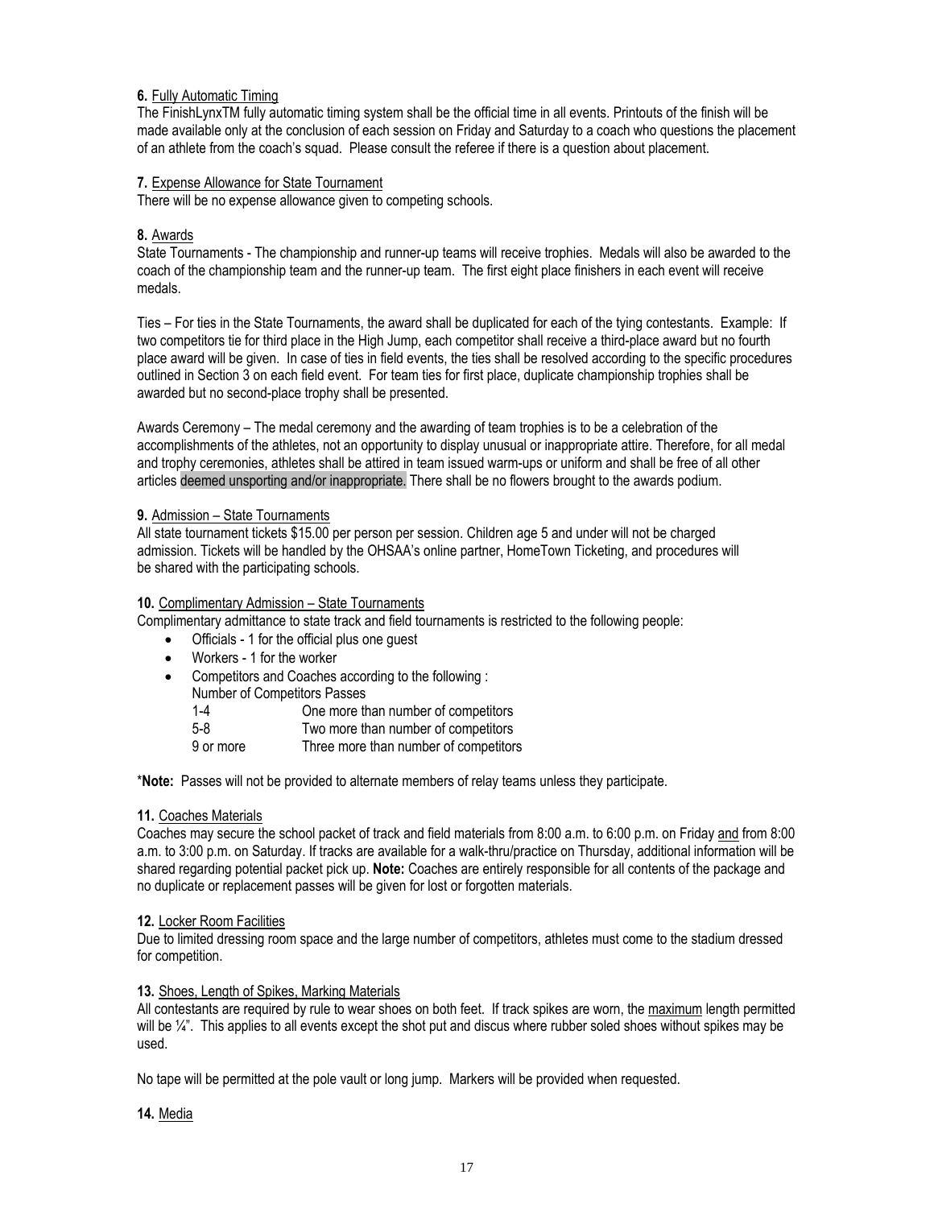**6.** Fully Automatic Timing

The FinishLynxTM fully automatic timing system shall be the official time in all events. Printouts of the finish will be made available only at the conclusion of each session on Friday and Saturday to a coach who questions the placement of an athlete from the coach's squad. Please consult the referee if there is a question about placement.

**7.** Expense Allowance for State Tournament

There will be no expense allowance given to competing schools.

**8.** Awards

State Tournaments - The championship and runner-up teams will receive trophies. Medals will also be awarded to the coach of the championship team and the runner-up team. The first eight place finishers in each event will receive medals.

Ties – For ties in the State Tournaments, the award shall be duplicated for each of the tying contestants. Example: If two competitors tie for third place in the High Jump, each competitor shall receive a third-place award but no fourth place award will be given. In case of ties in field events, the ties shall be resolved according to the specific procedures outlined in Section 3 on each field event. For team ties for first place, duplicate championship trophies shall be awarded but no second-place trophy shall be presented.

Awards Ceremony – The medal ceremony and the awarding of team trophies is to be a celebration of the accomplishments of the athletes, not an opportunity to display unusual or inappropriate attire. Therefore, for all medal and trophy ceremonies, athletes shall be attired in team issued warm-ups or uniform and shall be free of all other articles deemed unsporting and/or inappropriate. There shall be no flowers brought to the awards podium.

**9.** Admission – State Tournaments

All state tournament tickets $15.00 per person per session. Children age 5 and under will not be charged admission. Tickets will be handled by the OHSAA's online partner, HomeTown Ticketing, and procedures will be shared with the participating schools.

**10.** Complimentary Admission – State Tournaments

Complimentary admittance to state track and field tournaments is restricted to the following people:

- Officials - 1 for the official plus one guest
- Workers - 1 for the worker
- Competitors and Coaches according to the following :

| Number of Competitors | Passes |
|---|---|
| 1-4 | One more than number of competitors |
| 5-8 | Two more than number of competitors |
| 9 or more | Three more than number of competitors |

\***Note:** Passes will not be provided to alternate members of relay teams unless they participate.

**11.** Coaches Materials

Coaches may secure the school packet of track and field materials from 8:00 a.m. to 6:00 p.m. on Friday and from 8:00 a.m. to 3:00 p.m. on Saturday. If tracks are available for a walk-thru/practice on Thursday, additional information will be shared regarding potential packet pick up. **Note:** Coaches are entirely responsible for all contents of the package and no duplicate or replacement passes will be given for lost or forgotten materials.

**12.** Locker Room Facilities

Due to limited dressing room space and the large number of competitors, athletes must come to the stadium dressed for competition.

**13.** Shoes, Length of Spikes, Marking Materials

All contestants are required by rule to wear shoes on both feet. If track spikes are worn, the maximum length permitted will be ¼". This applies to all events except the shot put and discus where rubber soled shoes without spikes may be used.

No tape will be permitted at the pole vault or long jump. Markers will be provided when requested.

**14.** Media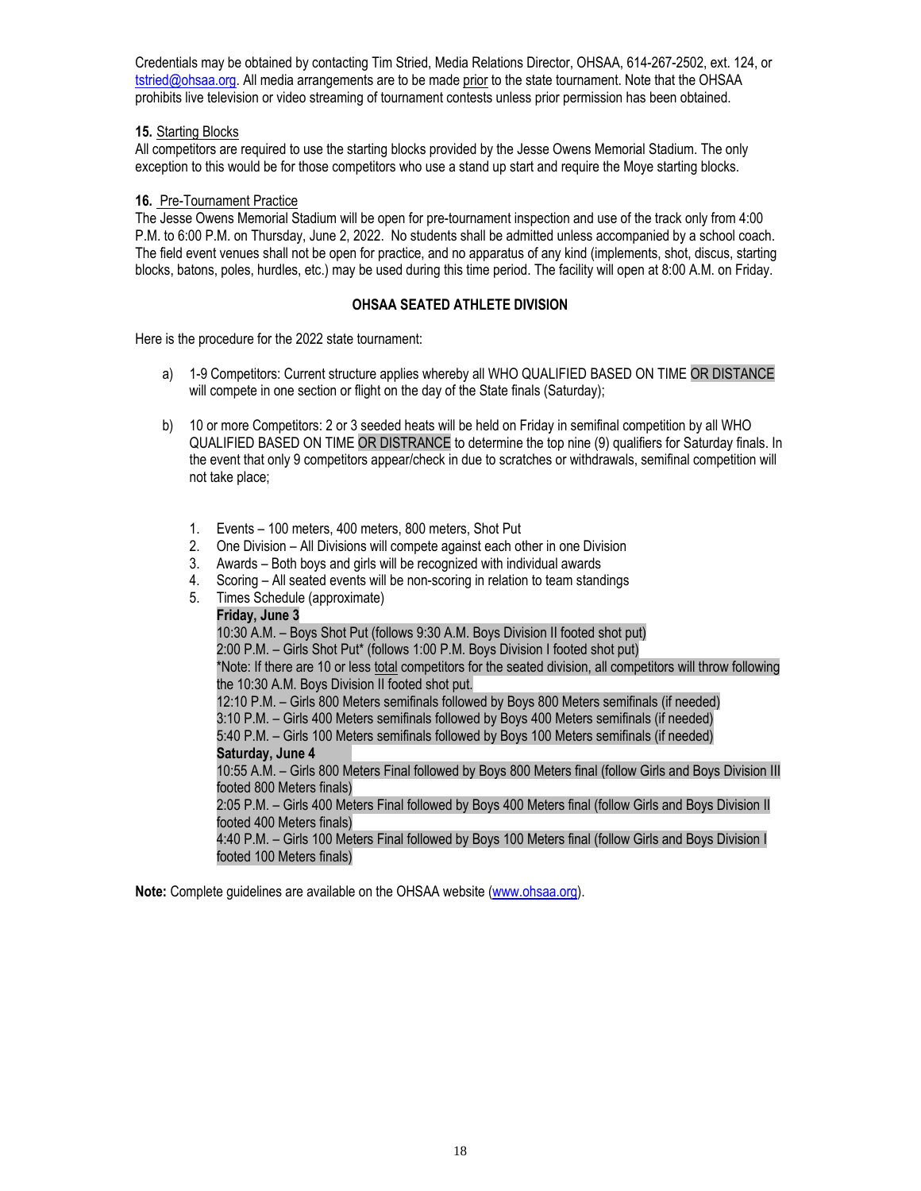Credentials may be obtained by contacting Tim Stried, Media Relations Director, OHSAA, 614-267-2502, ext. 124, or tstried@ohsaa.org. All media arrangements are to be made prior to the state tournament. Note that the OHSAA prohibits live television or video streaming of tournament contests unless prior permission has been obtained.

**15.** Starting Blocks
All competitors are required to use the starting blocks provided by the Jesse Owens Memorial Stadium. The only exception to this would be for those competitors who use a stand up start and require the Moye starting blocks.

**16.** Pre-Tournament Practice
The Jesse Owens Memorial Stadium will be open for pre-tournament inspection and use of the track only from 4:00 P.M. to 6:00 P.M. on Thursday, June 2, 2022. No students shall be admitted unless accompanied by a school coach. The field event venues shall not be open for practice, and no apparatus of any kind (implements, shot, discus, starting blocks, batons, poles, hurdles, etc.) may be used during this time period. The facility will open at 8:00 A.M. on Friday.

## OHSAA SEATED ATHLETE DIVISION

Here is the procedure for the 2022 state tournament:

a) 1-9 Competitors: Current structure applies whereby all WHO QUALIFIED BASED ON TIME OR DISTANCE will compete in one section or flight on the day of the State finals (Saturday);

b) 10 or more Competitors: 2 or 3 seeded heats will be held on Friday in semifinal competition by all WHO QUALIFIED BASED ON TIME OR DISTRANCE to determine the top nine (9) qualifiers for Saturday finals. In the event that only 9 competitors appear/check in due to scratches or withdrawals, semifinal competition will not take place;

1. Events – 100 meters, 400 meters, 800 meters, Shot Put
2. One Division – All Divisions will compete against each other in one Division
3. Awards – Both boys and girls will be recognized with individual awards
4. Scoring – All seated events will be non-scoring in relation to team standings
5. Times Schedule (approximate)

   **Friday, June 3**
   10:30 A.M. – Boys Shot Put (follows 9:30 A.M. Boys Division II footed shot put)
   2:00 P.M. – Girls Shot Put* (follows 1:00 P.M. Boys Division I footed shot put)
   *Note: If there are 10 or less total competitors for the seated division, all competitors will throw following the 10:30 A.M. Boys Division II footed shot put.
   12:10 P.M. – Girls 800 Meters semifinals followed by Boys 800 Meters semifinals (if needed)
   3:10 P.M. – Girls 400 Meters semifinals followed by Boys 400 Meters semifinals (if needed)
   5:40 P.M. – Girls 100 Meters semifinals followed by Boys 100 Meters semifinals (if needed)
   **Saturday, June 4**
   10:55 A.M. – Girls 800 Meters Final followed by Boys 800 Meters final (follow Girls and Boys Division III footed 800 Meters finals)
   2:05 P.M. – Girls 400 Meters Final followed by Boys 400 Meters final (follow Girls and Boys Division II footed 400 Meters finals)
   4:40 P.M. – Girls 100 Meters Final followed by Boys 100 Meters final (follow Girls and Boys Division I footed 100 Meters finals)

**Note:** Complete guidelines are available on the OHSAA website (www.ohsaa.org).